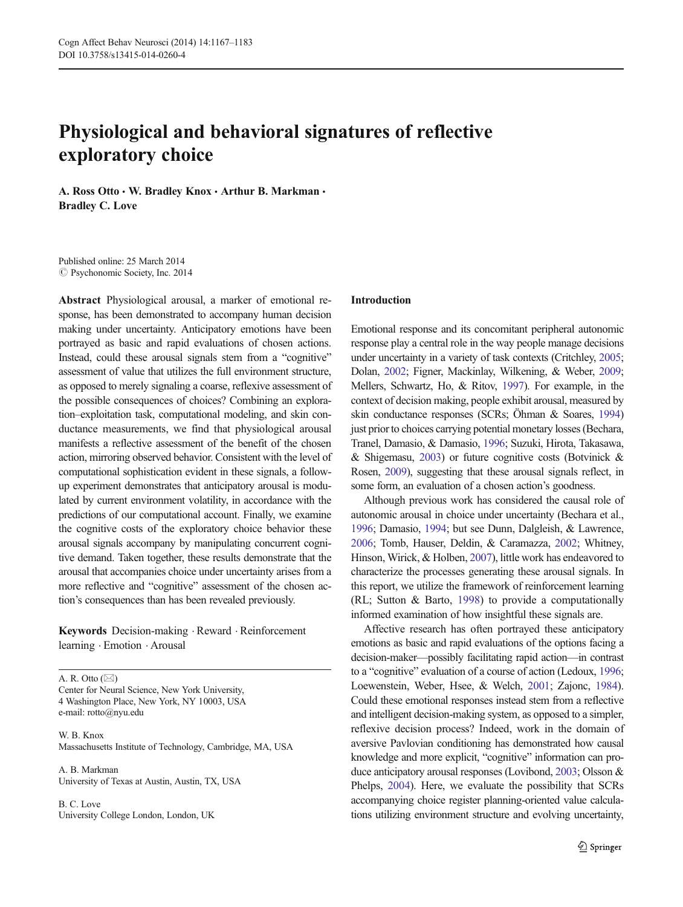# Physiological and behavioral signatures of reflective exploratory choice

**A. Ross Otto · W. Bradley Knox · Arthur B. Markman · Bradley C. Love**

Published online: 25 March 2014
© Psychonomic Society, Inc. 2014

**Abstract** Physiological arousal, a marker of emotional response, has been demonstrated to accompany human decision making under uncertainty. Anticipatory emotions have been portrayed as basic and rapid evaluations of chosen actions. Instead, could these arousal signals stem from a "cognitive" assessment of value that utilizes the full environment structure, as opposed to merely signaling a coarse, reflexive assessment of the possible consequences of choices? Combining an exploration–exploitation task, computational modeling, and skin conductance measurements, we find that physiological arousal manifests a reflective assessment of the benefit of the chosen action, mirroring observed behavior. Consistent with the level of computational sophistication evident in these signals, a follow-up experiment demonstrates that anticipatory arousal is modulated by current environment volatility, in accordance with the predictions of our computational account. Finally, we examine the cognitive costs of the exploratory choice behavior these arousal signals accompany by manipulating concurrent cognitive demand. Taken together, these results demonstrate that the arousal that accompanies choice under uncertainty arises from a more reflective and "cognitive" assessment of the chosen action's consequences than has been revealed previously.

**Keywords** Decision-making · Reward · Reinforcement learning · Emotion · Arousal

A. R. Otto (✉)
Center for Neural Science, New York University,
4 Washington Place, New York, NY 10003, USA
e-mail: rotto@nyu.edu

W. B. Knox
Massachusetts Institute of Technology, Cambridge, MA, USA

A. B. Markman
University of Texas at Austin, Austin, TX, USA

B. C. Love
University College London, London, UK

## Introduction

Emotional response and its concomitant peripheral autonomic response play a central role in the way people manage decisions under uncertainty in a variety of task contexts (Critchley, 2005; Dolan, 2002; Figner, Mackinlay, Wilkening, & Weber, 2009; Mellers, Schwartz, Ho, & Ritov, 1997). For example, in the context of decision making, people exhibit arousal, measured by skin conductance responses (SCRs; Öhman & Soares, 1994) just prior to choices carrying potential monetary losses (Bechara, Tranel, Damasio, & Damasio, 1996; Suzuki, Hirota, Takasawa, & Shigemasu, 2003) or future cognitive costs (Botvinick & Rosen, 2009), suggesting that these arousal signals reflect, in some form, an evaluation of a chosen action's goodness.

Although previous work has considered the causal role of autonomic arousal in choice under uncertainty (Bechara et al., 1996; Damasio, 1994; but see Dunn, Dalgleish, & Lawrence, 2006; Tomb, Hauser, Deldin, & Caramazza, 2002; Whitney, Hinson, Wirick, & Holben, 2007), little work has endeavored to characterize the processes generating these arousal signals. In this report, we utilize the framework of reinforcement learning (RL; Sutton & Barto, 1998) to provide a computationally informed examination of how insightful these signals are.

Affective research has often portrayed these anticipatory emotions as basic and rapid evaluations of the options facing a decision-maker—possibly facilitating rapid action—in contrast to a "cognitive" evaluation of a course of action (Ledoux, 1996; Loewenstein, Weber, Hsee, & Welch, 2001; Zajonc, 1984). Could these emotional responses instead stem from a reflective and intelligent decision-making system, as opposed to a simpler, reflexive decision process? Indeed, work in the domain of aversive Pavlovian conditioning has demonstrated how causal knowledge and more explicit, "cognitive" information can produce anticipatory arousal responses (Lovibond, 2003; Olsson & Phelps, 2004). Here, we evaluate the possibility that SCRs accompanying choice register planning-oriented value calculations utilizing environment structure and evolving uncertainty,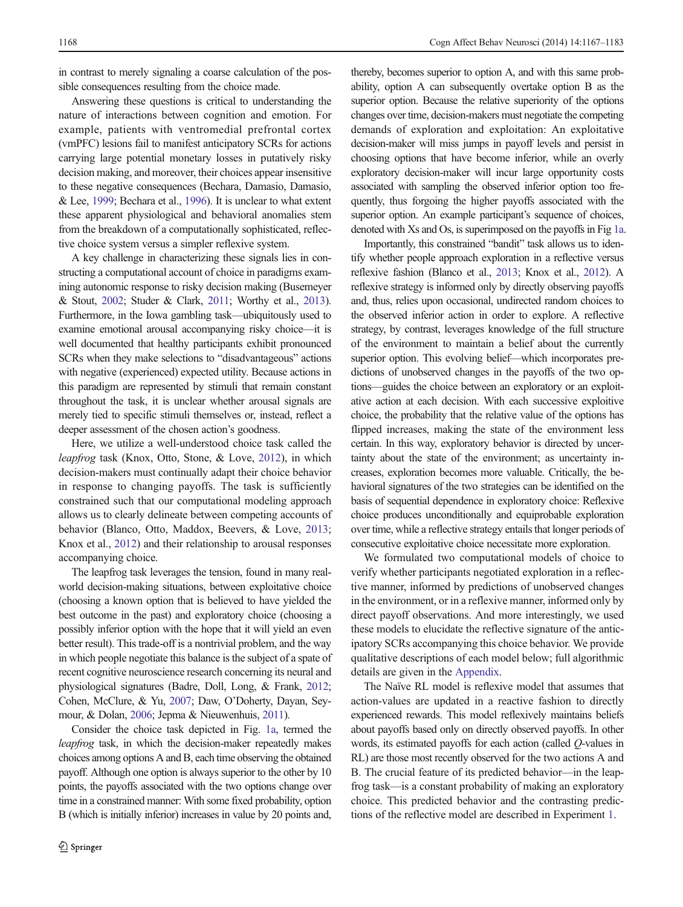in contrast to merely signaling a coarse calculation of the possible consequences resulting from the choice made.

Answering these questions is critical to understanding the nature of interactions between cognition and emotion. For example, patients with ventromedial prefrontal cortex (vmPFC) lesions fail to manifest anticipatory SCRs for actions carrying large potential monetary losses in putatively risky decision making, and moreover, their choices appear insensitive to these negative consequences (Bechara, Damasio, Damasio, & Lee, 1999; Bechara et al., 1996). It is unclear to what extent these apparent physiological and behavioral anomalies stem from the breakdown of a computationally sophisticated, reflective choice system versus a simpler reflexive system.

A key challenge in characterizing these signals lies in constructing a computational account of choice in paradigms examining autonomic response to risky decision making (Busemeyer & Stout, 2002; Studer & Clark, 2011; Worthy et al., 2013). Furthermore, in the Iowa gambling task—ubiquitously used to examine emotional arousal accompanying risky choice—it is well documented that healthy participants exhibit pronounced SCRs when they make selections to "disadvantageous" actions with negative (experienced) expected utility. Because actions in this paradigm are represented by stimuli that remain constant throughout the task, it is unclear whether arousal signals are merely tied to specific stimuli themselves or, instead, reflect a deeper assessment of the chosen action's goodness.

Here, we utilize a well-understood choice task called the *leapfrog* task (Knox, Otto, Stone, & Love, 2012), in which decision-makers must continually adapt their choice behavior in response to changing payoffs. The task is sufficiently constrained such that our computational modeling approach allows us to clearly delineate between competing accounts of behavior (Blanco, Otto, Maddox, Beevers, & Love, 2013; Knox et al., 2012) and their relationship to arousal responses accompanying choice.

The leapfrog task leverages the tension, found in many real-world decision-making situations, between exploitative choice (choosing a known option that is believed to have yielded the best outcome in the past) and exploratory choice (choosing a possibly inferior option with the hope that it will yield an even better result). This trade-off is a nontrivial problem, and the way in which people negotiate this balance is the subject of a spate of recent cognitive neuroscience research concerning its neural and physiological signatures (Badre, Doll, Long, & Frank, 2012; Cohen, McClure, & Yu, 2007; Daw, O'Doherty, Dayan, Seymour, & Dolan, 2006; Jepma & Nieuwenhuis, 2011).

Consider the choice task depicted in Fig. 1a, termed the *leapfrog* task, in which the decision-maker repeatedly makes choices among options A and B, each time observing the obtained payoff. Although one option is always superior to the other by 10 points, the payoffs associated with the two options change over time in a constrained manner: With some fixed probability, option B (which is initially inferior) increases in value by 20 points and, thereby, becomes superior to option A, and with this same probability, option A can subsequently overtake option B as the superior option. Because the relative superiority of the options changes over time, decision-makers must negotiate the competing demands of exploration and exploitation: An exploitative decision-maker will miss jumps in payoff levels and persist in choosing options that have become inferior, while an overly exploratory decision-maker will incur large opportunity costs associated with sampling the observed inferior option too frequently, thus forgoing the higher payoffs associated with the superior option. An example participant's sequence of choices, denoted with Xs and Os, is superimposed on the payoffs in Fig 1a.

Importantly, this constrained "bandit" task allows us to identify whether people approach exploration in a reflective versus reflexive fashion (Blanco et al., 2013; Knox et al., 2012). A reflexive strategy is informed only by directly observing payoffs and, thus, relies upon occasional, undirected random choices to the observed inferior action in order to explore. A reflective strategy, by contrast, leverages knowledge of the full structure of the environment to maintain a belief about the currently superior option. This evolving belief—which incorporates predictions of unobserved changes in the payoffs of the two options—guides the choice between an exploratory or an exploitative action at each decision. With each successive exploitive choice, the probability that the relative value of the options has flipped increases, making the state of the environment less certain. In this way, exploratory behavior is directed by uncertainty about the state of the environment; as uncertainty increases, exploration becomes more valuable. Critically, the behavioral signatures of the two strategies can be identified on the basis of sequential dependence in exploratory choice: Reflexive choice produces unconditionally and equiprobable exploration over time, while a reflective strategy entails that longer periods of consecutive exploitative choice necessitate more exploration.

We formulated two computational models of choice to verify whether participants negotiated exploration in a reflective manner, informed by predictions of unobserved changes in the environment, or in a reflexive manner, informed only by direct payoff observations. And more interestingly, we used these models to elucidate the reflective signature of the anticipatory SCRs accompanying this choice behavior. We provide qualitative descriptions of each model below; full algorithmic details are given in the Appendix.

The Naïve RL model is reflexive model that assumes that action-values are updated in a reactive fashion to directly experienced rewards. This model reflexively maintains beliefs about payoffs based only on directly observed payoffs. In other words, its estimated payoffs for each action (called *Q*-values in RL) are those most recently observed for the two actions A and B. The crucial feature of its predicted behavior—in the leapfrog task—is a constant probability of making an exploratory choice. This predicted behavior and the contrasting predictions of the reflective model are described in Experiment 1.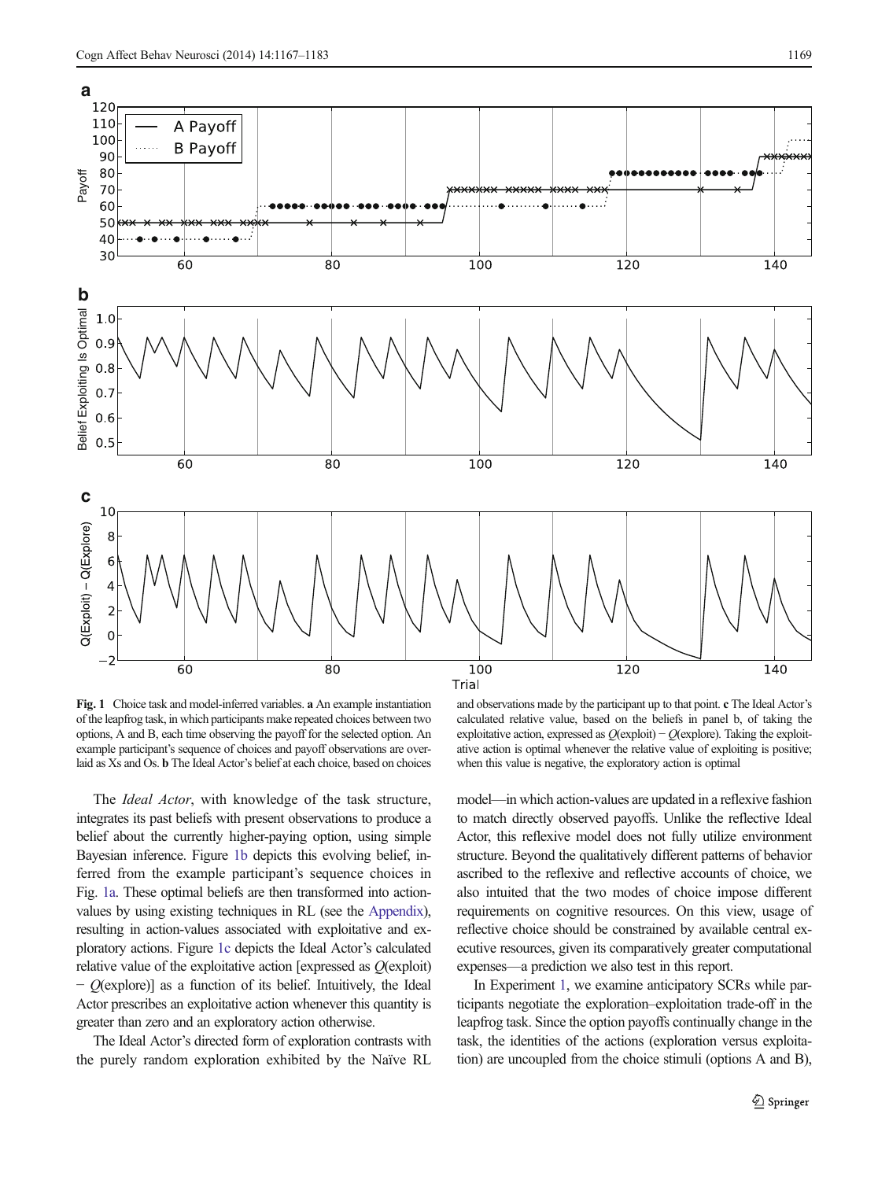**a**

Payoff

120
110
100
90
80
70
60
50
40
30

A Payoff
B Payoff

60
80
100
120
140

**b**

Belief Exploiting Is Optimal

1.0
0.9
0.8
0.7
0.6
0.5

60
80
100
120
140

**c**

Q(Exploit) − Q(Explore)

10
8
6
4
2
0
−2

60
80
100
120
140

Trial

**Fig. 1** Choice task and model-inferred variables. **a** An example instantiation of the leapfrog task, in which participants make repeated choices between two options, A and B, each time observing the payoff for the selected option. An example participant's sequence of choices and payoff observations are overlaid as Xs and Os. **b** The Ideal Actor's belief at each choice, based on choices and observations made by the participant up to that point. **c** The Ideal Actor's calculated relative value, based on the beliefs in panel b, of taking the exploitative action, expressed as $Q$(exploit) − $Q$(explore). Taking the exploitative action is optimal whenever the relative value of exploiting is positive; when this value is negative, the exploratory action is optimal

The *Ideal Actor*, with knowledge of the task structure, integrates its past beliefs with present observations to produce a belief about the currently higher-paying option, using simple Bayesian inference. Figure 1b depicts this evolving belief, inferred from the example participant's sequence choices in Fig. 1a. These optimal beliefs are then transformed into action-values by using existing techniques in RL (see the Appendix), resulting in action-values associated with exploitative and exploratory actions. Figure 1c depicts the Ideal Actor's calculated relative value of the exploitative action [expressed as $Q$(exploit) − $Q$(explore)] as a function of its belief. Intuitively, the Ideal Actor prescribes an exploitative action whenever this quantity is greater than zero and an exploratory action otherwise.

The Ideal Actor's directed form of exploration contrasts with the purely random exploration exhibited by the Naïve RL model—in which action-values are updated in a reflexive fashion to match directly observed payoffs. Unlike the reflective Ideal Actor, this reflexive model does not fully utilize environment structure. Beyond the qualitatively different patterns of behavior ascribed to the reflexive and reflective accounts of choice, we also intuited that the two modes of choice impose different requirements on cognitive resources. On this view, usage of reflective choice should be constrained by available central executive resources, given its comparatively greater computational expenses—a prediction we also test in this report.

In Experiment 1, we examine anticipatory SCRs while participants negotiate the exploration–exploitation trade-off in the leapfrog task. Since the option payoffs continually change in the task, the identities of the actions (exploration versus exploitation) are uncoupled from the choice stimuli (options A and B),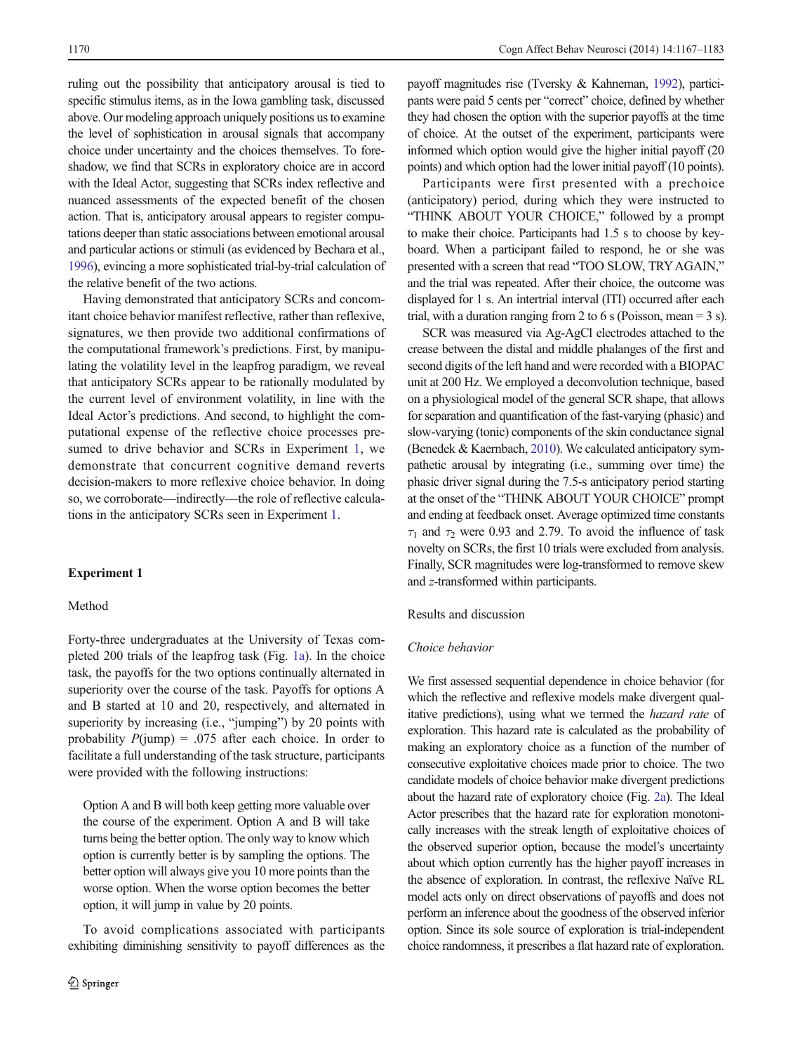ruling out the possibility that anticipatory arousal is tied to specific stimulus items, as in the Iowa gambling task, discussed above. Our modeling approach uniquely positions us to examine the level of sophistication in arousal signals that accompany choice under uncertainty and the choices themselves. To foreshadow, we find that SCRs in exploratory choice are in accord with the Ideal Actor, suggesting that SCRs index reflective and nuanced assessments of the expected benefit of the chosen action. That is, anticipatory arousal appears to register computations deeper than static associations between emotional arousal and particular actions or stimuli (as evidenced by Bechara et al., 1996), evincing a more sophisticated trial-by-trial calculation of the relative benefit of the two actions.

Having demonstrated that anticipatory SCRs and concomitant choice behavior manifest reflective, rather than reflexive, signatures, we then provide two additional confirmations of the computational framework's predictions. First, by manipulating the volatility level in the leapfrog paradigm, we reveal that anticipatory SCRs appear to be rationally modulated by the current level of environment volatility, in line with the Ideal Actor's predictions. And second, to highlight the computational expense of the reflective choice processes presumed to drive behavior and SCRs in Experiment 1, we demonstrate that concurrent cognitive demand reverts decision-makers to more reflexive choice behavior. In doing so, we corroborate—indirectly—the role of reflective calculations in the anticipatory SCRs seen in Experiment 1.

## Experiment 1

### Method

Forty-three undergraduates at the University of Texas completed 200 trials of the leapfrog task (Fig. 1a). In the choice task, the payoffs for the two options continually alternated in superiority over the course of the task. Payoffs for options A and B started at 10 and 20, respectively, and alternated in superiority by increasing (i.e., "jumping") by 20 points with probability $P(\text{jump}) = .075$ after each choice. In order to facilitate a full understanding of the task structure, participants were provided with the following instructions:

> Option A and B will both keep getting more valuable over the course of the experiment. Option A and B will take turns being the better option. The only way to know which option is currently better is by sampling the options. The better option will always give you 10 more points than the worse option. When the worse option becomes the better option, it will jump in value by 20 points.

To avoid complications associated with participants exhibiting diminishing sensitivity to payoff differences as the payoff magnitudes rise (Tversky & Kahneman, 1992), participants were paid 5 cents per "correct" choice, defined by whether they had chosen the option with the superior payoffs at the time of choice. At the outset of the experiment, participants were informed which option would give the higher initial payoff (20 points) and which option had the lower initial payoff (10 points).

Participants were first presented with a prechoice (anticipatory) period, during which they were instructed to "THINK ABOUT YOUR CHOICE," followed by a prompt to make their choice. Participants had 1.5 s to choose by keyboard. When a participant failed to respond, he or she was presented with a screen that read "TOO SLOW, TRY AGAIN," and the trial was repeated. After their choice, the outcome was displayed for 1 s. An intertrial interval (ITI) occurred after each trial, with a duration ranging from 2 to 6 s (Poisson, mean = 3 s).

SCR was measured via Ag-AgCl electrodes attached to the crease between the distal and middle phalanges of the first and second digits of the left hand and were recorded with a BIOPAC unit at 200 Hz. We employed a deconvolution technique, based on a physiological model of the general SCR shape, that allows for separation and quantification of the fast-varying (phasic) and slow-varying (tonic) components of the skin conductance signal (Benedek & Kaernbach, 2010). We calculated anticipatory sympathetic arousal by integrating (i.e., summing over time) the phasic driver signal during the 7.5-s anticipatory period starting at the onset of the "THINK ABOUT YOUR CHOICE" prompt and ending at feedback onset. Average optimized time constants $\tau_1$ and $\tau_2$ were 0.93 and 2.79. To avoid the influence of task novelty on SCRs, the first 10 trials were excluded from analysis. Finally, SCR magnitudes were log-transformed to remove skew and *z*-transformed within participants.

### Results and discussion

#### *Choice behavior*

We first assessed sequential dependence in choice behavior (for which the reflective and reflexive models make divergent qualitative predictions), using what we termed the *hazard rate* of exploration. This hazard rate is calculated as the probability of making an exploratory choice as a function of the number of consecutive exploitative choices made prior to choice. The two candidate models of choice behavior make divergent predictions about the hazard rate of exploratory choice (Fig. 2a). The Ideal Actor prescribes that the hazard rate for exploration monotonically increases with the streak length of exploitative choices of the observed superior option, because the model's uncertainty about which option currently has the higher payoff increases in the absence of exploration. In contrast, the reflexive Naïve RL model acts only on direct observations of payoffs and does not perform an inference about the goodness of the observed inferior option. Since its sole source of exploration is trial-independent choice randomness, it prescribes a flat hazard rate of exploration.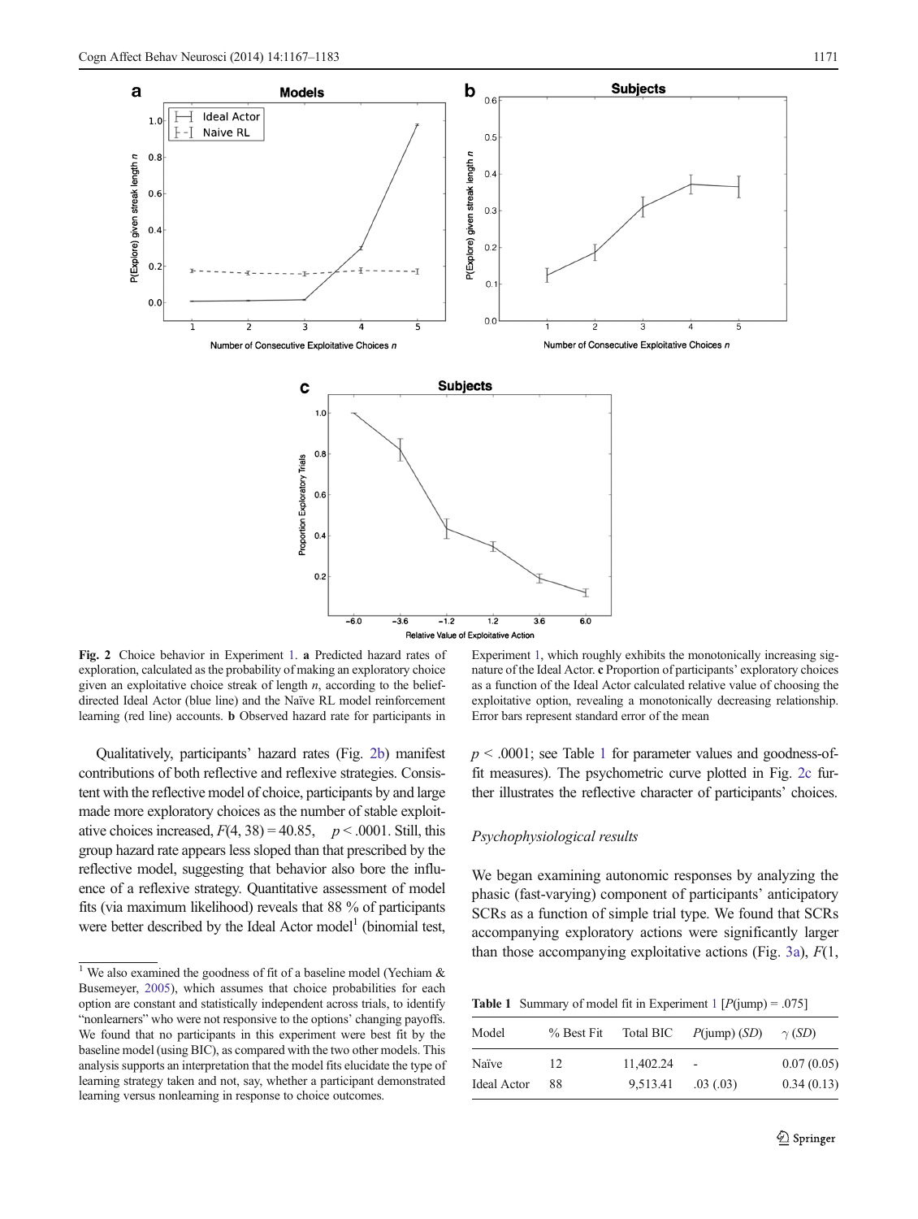Fig. 2 Choice behavior in Experiment 1. **a** Predicted hazard rates of exploration, calculated as the probability of making an exploratory choice given an exploitative choice streak of length *n*, according to the belief-directed Ideal Actor (blue line) and the Naïve RL model reinforcement learning (red line) accounts. **b** Observed hazard rate for participants in Experiment 1, which roughly exhibits the monotonically increasing signature of the Ideal Actor. **c** Proportion of participants' exploratory choices as a function of the Ideal Actor calculated relative value of choosing the exploitative option, revealing a monotonically decreasing relationship. Error bars represent standard error of the mean

Qualitatively, participants' hazard rates (Fig. 2b) manifest contributions of both reflective and reflexive strategies. Consistent with the reflective model of choice, participants by and large made more exploratory choices as the number of stable exploitative choices increased, $F(4, 38) = 40.85$, $p < .0001$. Still, this group hazard rate appears less sloped than that prescribed by the reflective model, suggesting that behavior also bore the influence of a reflexive strategy. Quantitative assessment of model fits (via maximum likelihood) reveals that 88 % of participants were better described by the Ideal Actor model[1] (binomial test, $p < .0001$; see Table 1 for parameter values and goodness-of-fit measures). The psychometric curve plotted in Fig. 2c further illustrates the reflective character of participants' choices.

### Psychophysiological results

We began examining autonomic responses by analyzing the phasic (fast-varying) component of participants' anticipatory SCRs as a function of simple trial type. We found that SCRs accompanying exploratory actions were significantly larger than those accompanying exploitative actions (Fig. 3a), $F(1,$

**Table 1** Summary of model fit in Experiment 1 [$P$(jump) = .075]

| Model | % Best Fit | Total BIC | $P$(jump) ($SD$) | $\gamma$ ($SD$) |
|---|---|---|---|---|
| Naïve | 12 | 11,402.24 | - | 0.07 (0.05) |
| Ideal Actor | 88 | 9,513.41 | .03 (.03) | 0.34 (0.13) |

[1] We also examined the goodness of fit of a baseline model (Yechiam & Busemeyer, 2005), which assumes that choice probabilities for each option are constant and statistically independent across trials, to identify "nonlearners" who were not responsive to the options' changing payoffs. We found that no participants in this experiment were best fit by the baseline model (using BIC), as compared with the two other models. This analysis supports an interpretation that the model fits elucidate the type of learning strategy taken and not, say, whether a participant demonstrated learning versus nonlearning in response to choice outcomes.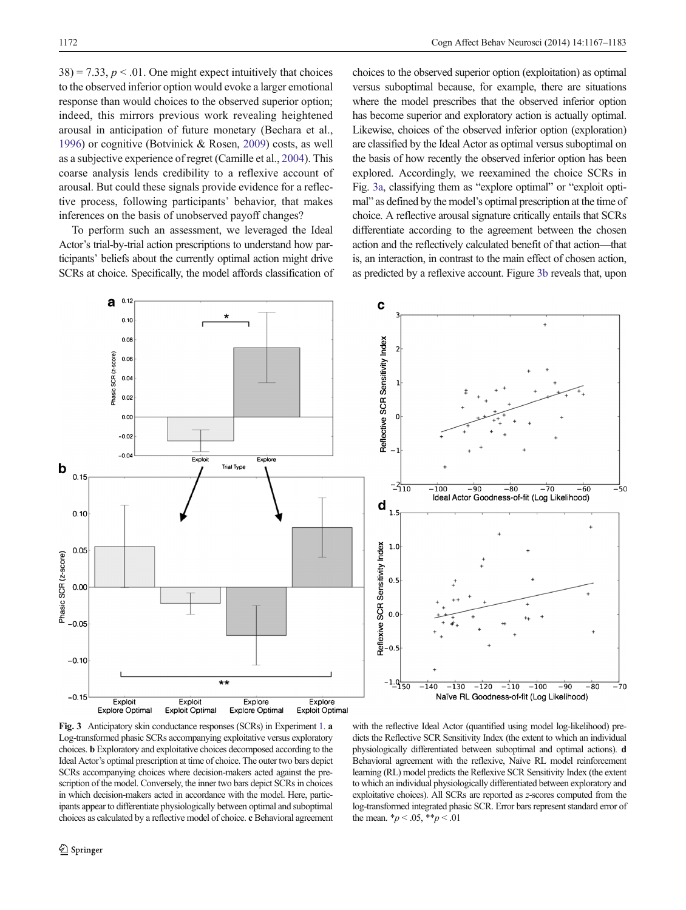38) = 7.33, $p < .01$. One might expect intuitively that choices to the observed inferior option would evoke a larger emotional response than would choices to the observed superior option; indeed, this mirrors previous work revealing heightened arousal in anticipation of future monetary (Bechara et al., 1996) or cognitive (Botvinick & Rosen, 2009) costs, as well as a subjective experience of regret (Camille et al., 2004). This coarse analysis lends credibility to a reflexive account of arousal. But could these signals provide evidence for a reflective process, following participants' behavior, that makes inferences on the basis of unobserved payoff changes?

To perform such an assessment, we leveraged the Ideal Actor's trial-by-trial action prescriptions to understand how participants' beliefs about the currently optimal action might drive SCRs at choice. Specifically, the model affords classification of choices to the observed superior option (exploitation) as optimal versus suboptimal because, for example, there are situations where the model prescribes that the observed inferior option has become superior and exploratory action is actually optimal. Likewise, choices of the observed inferior option (exploration) are classified by the Ideal Actor as optimal versus suboptimal on the basis of how recently the observed inferior option has been explored. Accordingly, we reexamined the choice SCRs in Fig. 3a, classifying them as "explore optimal" or "exploit optimal" as defined by the model's optimal prescription at the time of choice. A reflective arousal signature critically entails that SCRs differentiate according to the agreement between the chosen action and the reflectively calculated benefit of that action—that is, an interaction, in contrast to the main effect of chosen action, as predicted by a reflexive account. Figure 3b reveals that, upon

a
Phasic SCR (z-score)
0.12
0.10
0.08
0.06
0.04
0.02
0.00
−0.02
−0.04
*
Exploit
Explore
Trial Type

b
Phasic SCR (z-score)
0.15
0.10
0.05
0.00
−0.05
−0.10
−0.15
**
Exploit Explore Optimal
Exploit Exploit Optimal
Explore Explore Optimal
Explore Exploit Optimal

c
Reflective SCR Sensitivity Index
3
2
1
0
−1
−2
−110 −100 −90 −80 −70 −60 −50
Ideal Actor Goodness-of-fit (Log Likelihood)

d
Reflexive SCR Sensitivity Index
1.5
1.0
0.5
0.0
−0.5
−1.0
−150 −140 −130 −120 −110 −100 −90 −80 −70
Naïve RL Goodness-of-fit (Log Likelihood)

**Fig. 3** Anticipatory skin conductance responses (SCRs) in Experiment 1. **a** Log-transformed phasic SCRs accompanying exploitative versus exploratory choices. **b** Exploratory and exploitative choices decomposed according to the Ideal Actor's optimal prescription at time of choice. The outer two bars depict SCRs accompanying choices where decision-makers acted against the prescription of the model. Conversely, the inner two bars depict SCRs in choices in which decision-makers acted in accordance with the model. Here, participants appear to differentiate physiologically between optimal and suboptimal choices as calculated by a reflective model of choice. **c** Behavioral agreement with the reflective Ideal Actor (quantified using model log-likelihood) predicts the Reflective SCR Sensitivity Index (the extent to which an individual physiologically differentiated between suboptimal and optimal actions). **d** Behavioral agreement with the reflexive, Naïve RL model reinforcement learning (RL) model predicts the Reflexive SCR Sensitivity Index (the extent to which an individual physiologically differentiated between exploratory and exploitative choices). All SCRs are reported as z-scores computed from the log-transformed integrated phasic SCR. Error bars represent standard error of the mean. $*p < .05$, $**p < .01$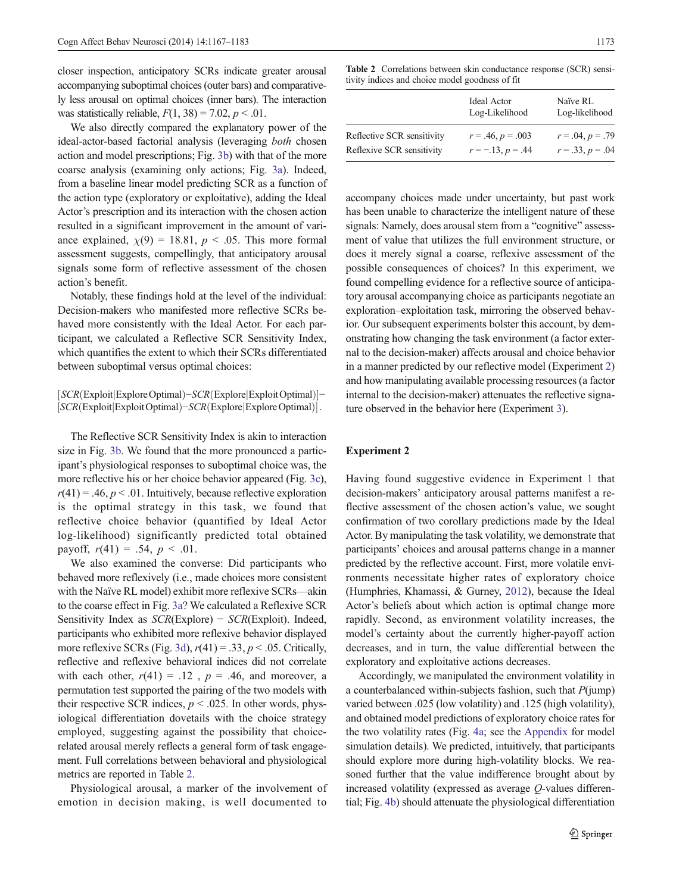closer inspection, anticipatory SCRs indicate greater arousal accompanying suboptimal choices (outer bars) and comparatively less arousal on optimal choices (inner bars). The interaction was statistically reliable, $F(1, 38) = 7.02$, $p < .01$.

We also directly compared the explanatory power of the ideal-actor-based factorial analysis (leveraging *both* chosen action and model prescriptions; Fig. 3b) with that of the more coarse analysis (examining only actions; Fig. 3a). Indeed, from a baseline linear model predicting SCR as a function of the action type (exploratory or exploitative), adding the Ideal Actor's prescription and its interaction with the chosen action resulted in a significant improvement in the amount of variance explained, $\chi(9) = 18.81$, $p < .05$. This more formal assessment suggests, compellingly, that anticipatory arousal signals some form of reflective assessment of the chosen action's benefit.

Notably, these findings hold at the level of the individual: Decision-makers who manifested more reflective SCRs behaved more consistently with the Ideal Actor. For each participant, we calculated a Reflective SCR Sensitivity Index, which quantifies the extent to which their SCRs differentiated between suboptimal versus optimal choices:

$$[SCR(\text{Exploit}|\text{Explore Optimal}) - SCR(\text{Explore}|\text{Exploit Optimal})] - [SCR(\text{Exploit}|\text{Exploit Optimal}) - SCR(\text{Explore}|\text{Explore Optimal})].$$

The Reflective SCR Sensitivity Index is akin to interaction size in Fig. 3b. We found that the more pronounced a participant's physiological responses to suboptimal choice was, the more reflective his or her choice behavior appeared (Fig. 3c), $r(41) = .46$, $p < .01$. Intuitively, because reflective exploration is the optimal strategy in this task, we found that reflective choice behavior (quantified by Ideal Actor log-likelihood) significantly predicted total obtained payoff, $r(41) = .54$, $p < .01$.

We also examined the converse: Did participants who behaved more reflexively (i.e., made choices more consistent with the Naïve RL model) exhibit more reflexive SCRs—akin to the coarse effect in Fig. 3a? We calculated a Reflexive SCR Sensitivity Index as $SCR(\text{Explore}) - SCR(\text{Exploit})$. Indeed, participants who exhibited more reflexive behavior displayed more reflexive SCRs (Fig. 3d), $r(41) = .33$, $p < .05$. Critically, reflective and reflexive behavioral indices did not correlate with each other, $r(41) = .12$, $p = .46$, and moreover, a permutation test supported the pairing of the two models with their respective SCR indices, $p < .025$. In other words, physiological differentiation dovetails with the choice strategy employed, suggesting against the possibility that choice-related arousal merely reflects a general form of task engagement. Full correlations between behavioral and physiological metrics are reported in Table 2.

Physiological arousal, a marker of the involvement of emotion in decision making, is well documented to accompany choices made under uncertainty, but past work has been unable to characterize the intelligent nature of these signals: Namely, does arousal stem from a "cognitive" assessment of value that utilizes the full environment structure, or does it merely signal a coarse, reflexive assessment of the possible consequences of choices? In this experiment, we found compelling evidence for a reflective source of anticipatory arousal accompanying choice as participants negotiate an exploration–exploitation task, mirroring the observed behavior. Our subsequent experiments bolster this account, by demonstrating how changing the task environment (a factor external to the decision-maker) affects arousal and choice behavior in a manner predicted by our reflective model (Experiment 2) and how manipulating available processing resources (a factor internal to the decision-maker) attenuates the reflective signature observed in the behavior here (Experiment 3).

**Table 2** Correlations between skin conductance response (SCR) sensitivity indices and choice model goodness of fit

| | Ideal Actor Log-Likelihood | Naïve RL Log-likelihood |
|---|---|---|
| Reflective SCR sensitivity | $r = .46$, $p = .003$ | $r = .04$, $p = .79$ |
| Reflexive SCR sensitivity | $r = -.13$, $p = .44$ | $r = .33$, $p = .04$ |

## Experiment 2

Having found suggestive evidence in Experiment 1 that decision-makers' anticipatory arousal patterns manifest a reflective assessment of the chosen action's value, we sought confirmation of two corollary predictions made by the Ideal Actor. By manipulating the task volatility, we demonstrate that participants' choices and arousal patterns change in a manner predicted by the reflective account. First, more volatile environments necessitate higher rates of exploratory choice (Humphries, Khamassi, & Gurney, 2012), because the Ideal Actor's beliefs about which action is optimal change more rapidly. Second, as environment volatility increases, the model's certainty about the currently higher-payoff action decreases, and in turn, the value differential between the exploratory and exploitative actions decreases.

Accordingly, we manipulated the environment volatility in a counterbalanced within-subjects fashion, such that $P(\text{jump})$ varied between .025 (low volatility) and .125 (high volatility), and obtained model predictions of exploratory choice rates for the two volatility rates (Fig. 4a; see the Appendix for model simulation details). We predicted, intuitively, that participants should explore more during high-volatility blocks. We reasoned further that the value indifference brought about by increased volatility (expressed as average $Q$-values differential; Fig. 4b) should attenuate the physiological differentiation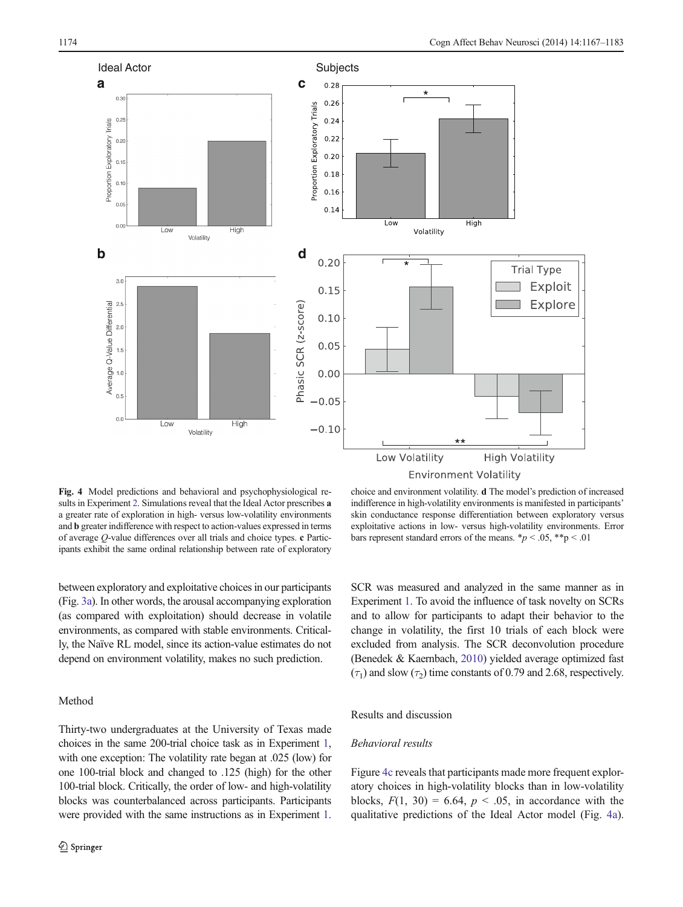Fig. 4 Model predictions and behavioral and psychophysiological results in Experiment 2. Simulations reveal that the Ideal Actor prescribes **a** a greater rate of exploration in high- versus low-volatility environments and **b** greater indifference with respect to action-values expressed in terms of average *Q*-value differences over all trials and choice types. **c** Participants exhibit the same ordinal relationship between rate of exploratory choice and environment volatility. **d** The model's prediction of increased indifference in high-volatility environments is manifested in participants' skin conductance response differentiation between exploratory versus exploitative actions in low- versus high-volatility environments. Error bars represent standard errors of the means. *p < .05, **p < .01

between exploratory and exploitative choices in our participants (Fig. 3a). In other words, the arousal accompanying exploration (as compared with exploitation) should decrease in volatile environments, as compared with stable environments. Critically, the Naïve RL model, since its action-value estimates do not depend on environment volatility, makes no such prediction.

## Method

Thirty-two undergraduates at the University of Texas made choices in the same 200-trial choice task as in Experiment 1, with one exception: The volatility rate began at .025 (low) for one 100-trial block and changed to .125 (high) for the other 100-trial block. Critically, the order of low- and high-volatility blocks was counterbalanced across participants. Participants were provided with the same instructions as in Experiment 1. SCR was measured and analyzed in the same manner as in Experiment 1. To avoid the influence of task novelty on SCRs and to allow for participants to adapt their behavior to the change in volatility, the first 10 trials of each block were excluded from analysis. The SCR deconvolution procedure (Benedek & Kaernbach, 2010) yielded average optimized fast ($\tau_1$) and slow ($\tau_2$) time constants of 0.79 and 2.68, respectively.

## Results and discussion

### *Behavioral results*

Figure 4c reveals that participants made more frequent exploratory choices in high-volatility blocks than in low-volatility blocks, $F(1, 30) = 6.64$, $p < .05$, in accordance with the qualitative predictions of the Ideal Actor model (Fig. 4a).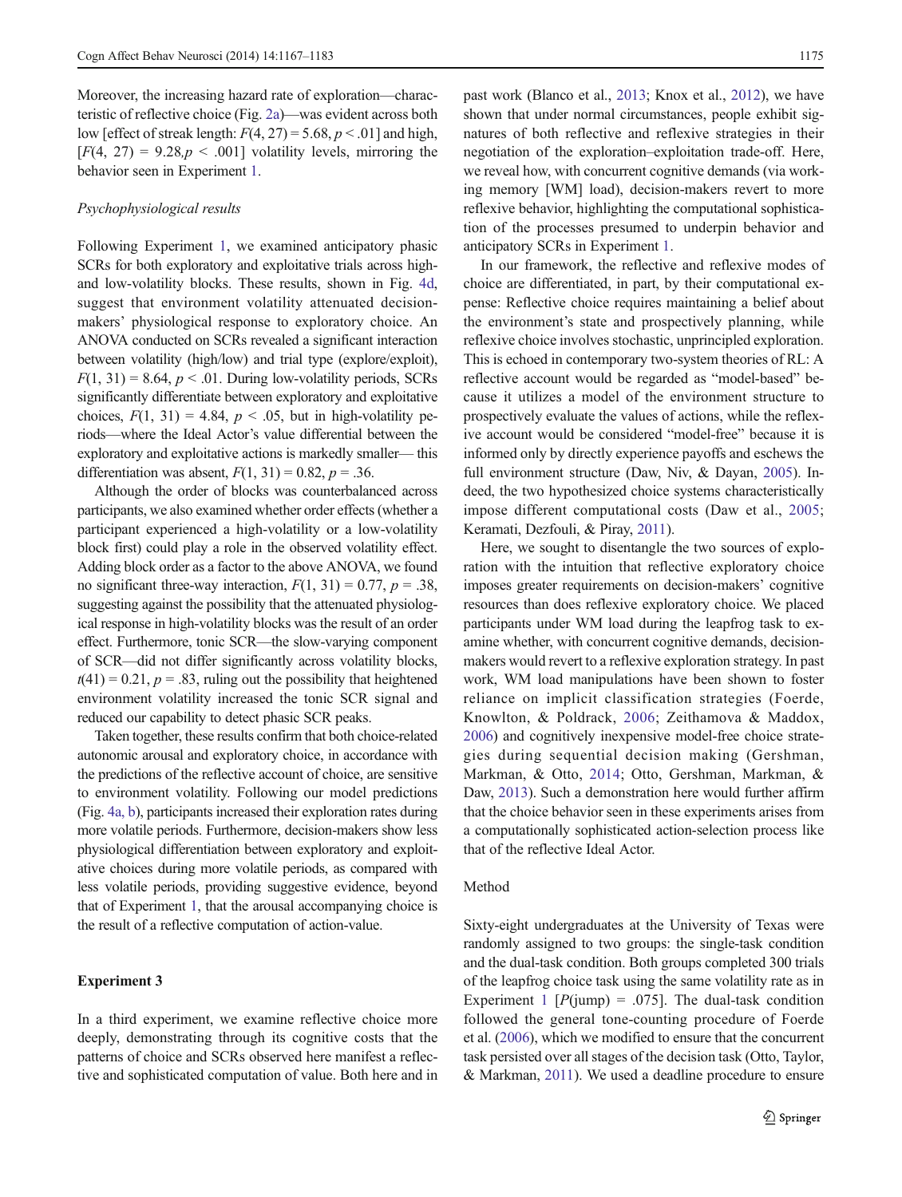Moreover, the increasing hazard rate of exploration—characteristic of reflective choice (Fig. 2a)—was evident across both low [effect of streak length: $F(4, 27) = 5.68, p < .01$] and high, [$F(4, 27) = 9.28, p < .001$] volatility levels, mirroring the behavior seen in Experiment 1.

*Psychophysiological results*

Following Experiment 1, we examined anticipatory phasic SCRs for both exploratory and exploitative trials across high- and low-volatility blocks. These results, shown in Fig. 4d, suggest that environment volatility attenuated decision-makers' physiological response to exploratory choice. An ANOVA conducted on SCRs revealed a significant interaction between volatility (high/low) and trial type (explore/exploit), $F(1, 31) = 8.64, p < .01$. During low-volatility periods, SCRs significantly differentiate between exploratory and exploitative choices, $F(1, 31) = 4.84, p < .05$, but in high-volatility periods—where the Ideal Actor's value differential between the exploratory and exploitative actions is markedly smaller— this differentiation was absent, $F(1, 31) = 0.82, p = .36$.

Although the order of blocks was counterbalanced across participants, we also examined whether order effects (whether a participant experienced a high-volatility or a low-volatility block first) could play a role in the observed volatility effect. Adding block order as a factor to the above ANOVA, we found no significant three-way interaction, $F(1, 31) = 0.77, p = .38$, suggesting against the possibility that the attenuated physiological response in high-volatility blocks was the result of an order effect. Furthermore, tonic SCR—the slow-varying component of SCR—did not differ significantly across volatility blocks, $t(41) = 0.21, p = .83$, ruling out the possibility that heightened environment volatility increased the tonic SCR signal and reduced our capability to detect phasic SCR peaks.

Taken together, these results confirm that both choice-related autonomic arousal and exploratory choice, in accordance with the predictions of the reflective account of choice, are sensitive to environment volatility. Following our model predictions (Fig. 4a, b), participants increased their exploration rates during more volatile periods. Furthermore, decision-makers show less physiological differentiation between exploratory and exploitative choices during more volatile periods, as compared with less volatile periods, providing suggestive evidence, beyond that of Experiment 1, that the arousal accompanying choice is the result of a reflective computation of action-value.

## Experiment 3

In a third experiment, we examine reflective choice more deeply, demonstrating through its cognitive costs that the patterns of choice and SCRs observed here manifest a reflective and sophisticated computation of value. Both here and in past work (Blanco et al., 2013; Knox et al., 2012), we have shown that under normal circumstances, people exhibit signatures of both reflective and reflexive strategies in their negotiation of the exploration–exploitation trade-off. Here, we reveal how, with concurrent cognitive demands (via working memory [WM] load), decision-makers revert to more reflexive behavior, highlighting the computational sophistication of the processes presumed to underpin behavior and anticipatory SCRs in Experiment 1.

In our framework, the reflective and reflexive modes of choice are differentiated, in part, by their computational expense: Reflective choice requires maintaining a belief about the environment's state and prospectively planning, while reflexive choice involves stochastic, unprincipled exploration. This is echoed in contemporary two-system theories of RL: A reflective account would be regarded as "model-based" because it utilizes a model of the environment structure to prospectively evaluate the values of actions, while the reflexive account would be considered "model-free" because it is informed only by directly experience payoffs and eschews the full environment structure (Daw, Niv, & Dayan, 2005). Indeed, the two hypothesized choice systems characteristically impose different computational costs (Daw et al., 2005; Keramati, Dezfouli, & Piray, 2011).

Here, we sought to disentangle the two sources of exploration with the intuition that reflective exploratory choice imposes greater requirements on decision-makers' cognitive resources than does reflexive exploratory choice. We placed participants under WM load during the leapfrog task to examine whether, with concurrent cognitive demands, decision-makers would revert to a reflexive exploration strategy. In past work, WM load manipulations have been shown to foster reliance on implicit classification strategies (Foerde, Knowlton, & Poldrack, 2006; Zeithamova & Maddox, 2006) and cognitively inexpensive model-free choice strategies during sequential decision making (Gershman, Markman, & Otto, 2014; Otto, Gershman, Markman, & Daw, 2013). Such a demonstration here would further affirm that the choice behavior seen in these experiments arises from a computationally sophisticated action-selection process like that of the reflective Ideal Actor.

### Method

Sixty-eight undergraduates at the University of Texas were randomly assigned to two groups: the single-task condition and the dual-task condition. Both groups completed 300 trials of the leapfrog choice task using the same volatility rate as in Experiment 1 [$P(\text{jump}) = .075$]. The dual-task condition followed the general tone-counting procedure of Foerde et al. (2006), which we modified to ensure that the concurrent task persisted over all stages of the decision task (Otto, Taylor, & Markman, 2011). We used a deadline procedure to ensure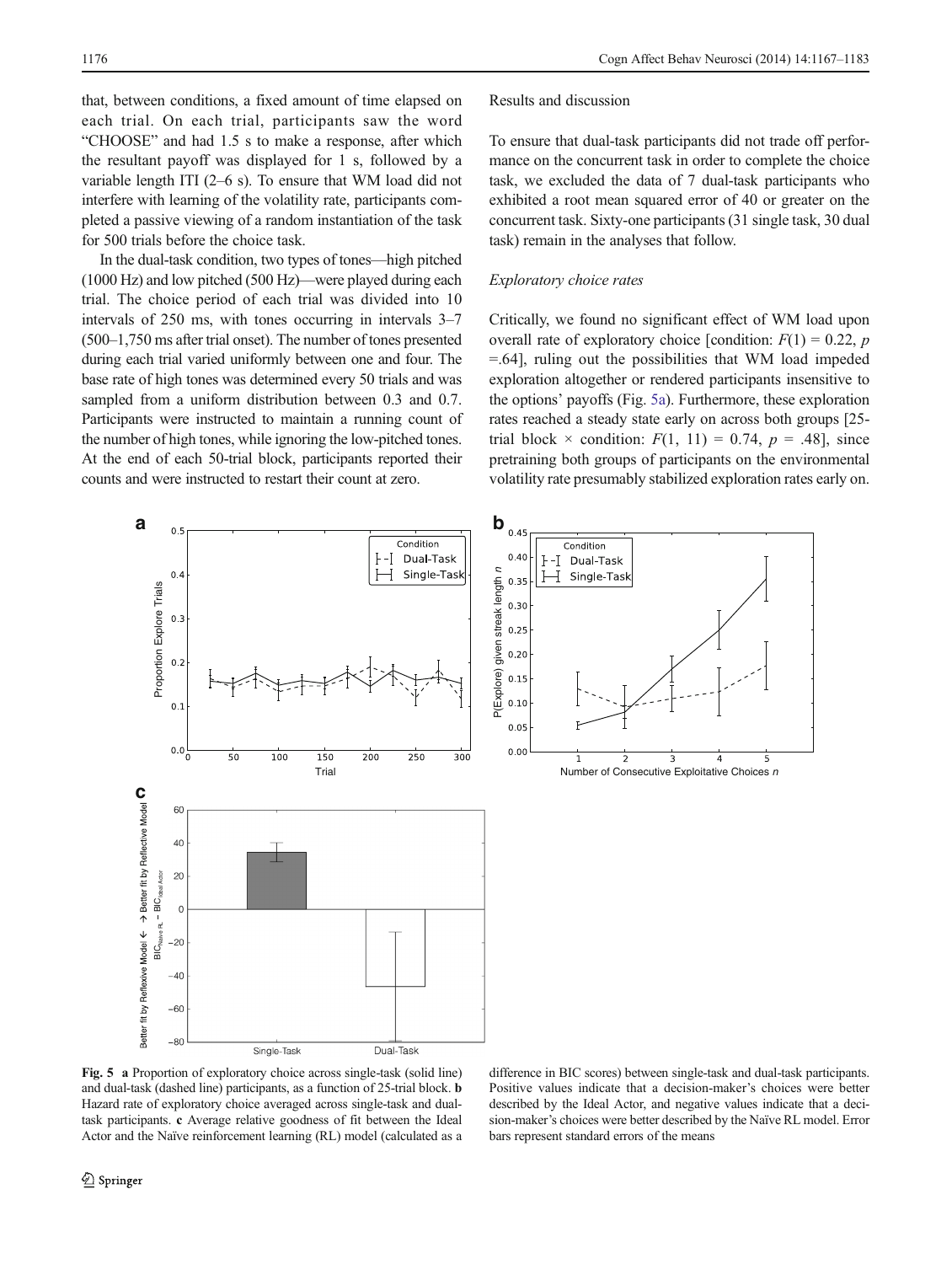that, between conditions, a fixed amount of time elapsed on each trial. On each trial, participants saw the word "CHOOSE" and had 1.5 s to make a response, after which the resultant payoff was displayed for 1 s, followed by a variable length ITI (2–6 s). To ensure that WM load did not interfere with learning of the volatility rate, participants completed a passive viewing of a random instantiation of the task for 500 trials before the choice task.

In the dual-task condition, two types of tones—high pitched (1000 Hz) and low pitched (500 Hz)—were played during each trial. The choice period of each trial was divided into 10 intervals of 250 ms, with tones occurring in intervals 3–7 (500–1,750 ms after trial onset). The number of tones presented during each trial varied uniformly between one and four. The base rate of high tones was determined every 50 trials and was sampled from a uniform distribution between 0.3 and 0.7. Participants were instructed to maintain a running count of the number of high tones, while ignoring the low-pitched tones. At the end of each 50-trial block, participants reported their counts and were instructed to restart their count at zero.

## Results and discussion

To ensure that dual-task participants did not trade off performance on the concurrent task in order to complete the choice task, we excluded the data of 7 dual-task participants who exhibited a root mean squared error of 40 or greater on the concurrent task. Sixty-one participants (31 single task, 30 dual task) remain in the analyses that follow.

### *Exploratory choice rates*

Critically, we found no significant effect of WM load upon overall rate of exploratory choice [condition: $F(1) = 0.22$, $p = .64$], ruling out the possibilities that WM load impeded exploration altogether or rendered participants insensitive to the options' payoffs (Fig. 5a). Furthermore, these exploration rates reached a steady state early on across both groups [25-trial block × condition: $F(1, 11) = 0.74$, $p = .48$], since pretraining both groups of participants on the environmental volatility rate presumably stabilized exploration rates early on.

**Fig. 5** **a** Proportion of exploratory choice across single-task (solid line) and dual-task (dashed line) participants, as a function of 25-trial block. **b** Hazard rate of exploratory choice averaged across single-task and dual-task participants. **c** Average relative goodness of fit between the Ideal Actor and the Naïve reinforcement learning (RL) model (calculated as a difference in BIC scores) between single-task and dual-task participants. Positive values indicate that a decision-maker's choices were better described by the Ideal Actor, and negative values indicate that a decision-maker's choices were better described by the Naïve RL model. Error bars represent standard errors of the means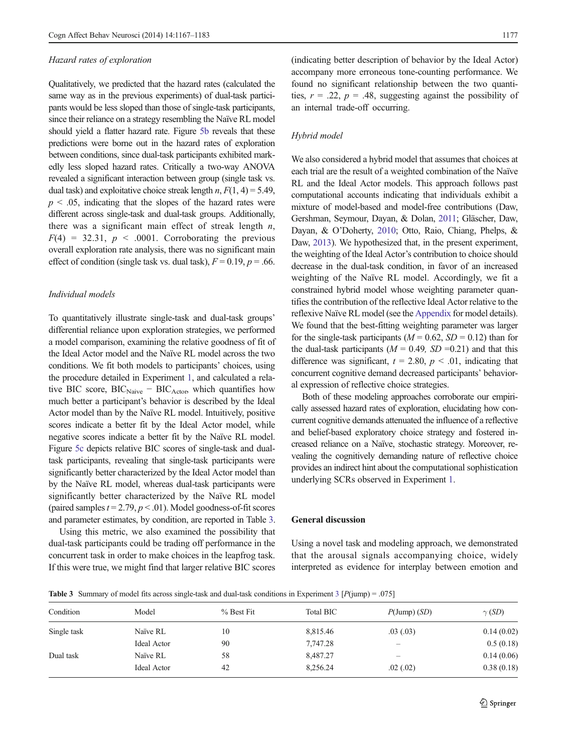*Hazard rates of exploration*

Qualitatively, we predicted that the hazard rates (calculated the same way as in the previous experiments) of dual-task participants would be less sloped than those of single-task participants, since their reliance on a strategy resembling the Naïve RL model should yield a flatter hazard rate. Figure 5b reveals that these predictions were borne out in the hazard rates of exploration between conditions, since dual-task participants exhibited markedly less sloped hazard rates. Critically a two-way ANOVA revealed a significant interaction between group (single task vs. dual task) and exploitative choice streak length $n$, $F(1, 4) = 5.49$, $p < .05$, indicating that the slopes of the hazard rates were different across single-task and dual-task groups. Additionally, there was a significant main effect of streak length $n$, $F(4) = 32.31$, $p < .0001$. Corroborating the previous overall exploration rate analysis, there was no significant main effect of condition (single task vs. dual task), $F = 0.19$, $p = .66$.

*Individual models*

To quantitatively illustrate single-task and dual-task groups' differential reliance upon exploration strategies, we performed a model comparison, examining the relative goodness of fit of the Ideal Actor model and the Naïve RL model across the two conditions. We fit both models to participants' choices, using the procedure detailed in Experiment 1, and calculated a relative BIC score, $BIC_{Naive} - BIC_{Actor}$, which quantifies how much better a participant's behavior is described by the Ideal Actor model than by the Naïve RL model. Intuitively, positive scores indicate a better fit by the Ideal Actor model, while negative scores indicate a better fit by the Naïve RL model. Figure 5c depicts relative BIC scores of single-task and dual-task participants, revealing that single-task participants were significantly better characterized by the Ideal Actor model than by the Naïve RL model, whereas dual-task participants were significantly better characterized by the Naïve RL model (paired samples $t = 2.79$, $p < .01$). Model goodness-of-fit scores and parameter estimates, by condition, are reported in Table 3.

Using this metric, we also examined the possibility that dual-task participants could be trading off performance in the concurrent task in order to make choices in the leapfrog task. If this were true, we might find that larger relative BIC scores (indicating better description of behavior by the Ideal Actor) accompany more erroneous tone-counting performance. We found no significant relationship between the two quantities, $r = .22$, $p = .48$, suggesting against the possibility of an internal trade-off occurring.

*Hybrid model*

We also considered a hybrid model that assumes that choices at each trial are the result of a weighted combination of the Naïve RL and the Ideal Actor models. This approach follows past computational accounts indicating that individuals exhibit a mixture of model-based and model-free contributions (Daw, Gershman, Seymour, Dayan, & Dolan, 2011; Gläscher, Daw, Dayan, & O'Doherty, 2010; Otto, Raio, Chiang, Phelps, & Daw, 2013). We hypothesized that, in the present experiment, the weighting of the Ideal Actor's contribution to choice should decrease in the dual-task condition, in favor of an increased weighting of the Naïve RL model. Accordingly, we fit a constrained hybrid model whose weighting parameter quantifies the contribution of the reflective Ideal Actor relative to the reflexive Naïve RL model (see the Appendix for model details). We found that the best-fitting weighting parameter was larger for the single-task participants ($M = 0.62$, $SD = 0.12$) than for the dual-task participants ($M = 0.49$, $SD = 0.21$) and that this difference was significant, $t = 2.80$, $p < .01$, indicating that concurrent cognitive demand decreased participants' behavioral expression of reflective choice strategies.

Both of these modeling approaches corroborate our empirically assessed hazard rates of exploration, elucidating how concurrent cognitive demands attenuated the influence of a reflective and belief-based exploratory choice strategy and fostered increased reliance on a Naïve, stochastic strategy. Moreover, revealing the cognitively demanding nature of reflective choice provides an indirect hint about the computational sophistication underlying SCRs observed in Experiment 1.

## General discussion

Using a novel task and modeling approach, we demonstrated that the arousal signals accompanying choice, widely interpreted as evidence for interplay between emotion and

**Table 3** Summary of model fits across single-task and dual-task conditions in Experiment 3 [$P(\text{jump}) = .075$]

| Condition | Model | % Best Fit | Total BIC | $P$(Jump) ($SD$) | $\gamma$ ($SD$) |
|---|---|---|---|---|---|
| Single task | Naïve RL | 10 | 8,815.46 | .03 (.03) | 0.14 (0.02) |
| | Ideal Actor | 90 | 7,747.28 | – | 0.5 (0.18) |
| Dual task | Naïve RL | 58 | 8,487.27 | – | 0.14 (0.06) |
| | Ideal Actor | 42 | 8,256.24 | .02 (.02) | 0.38 (0.18) |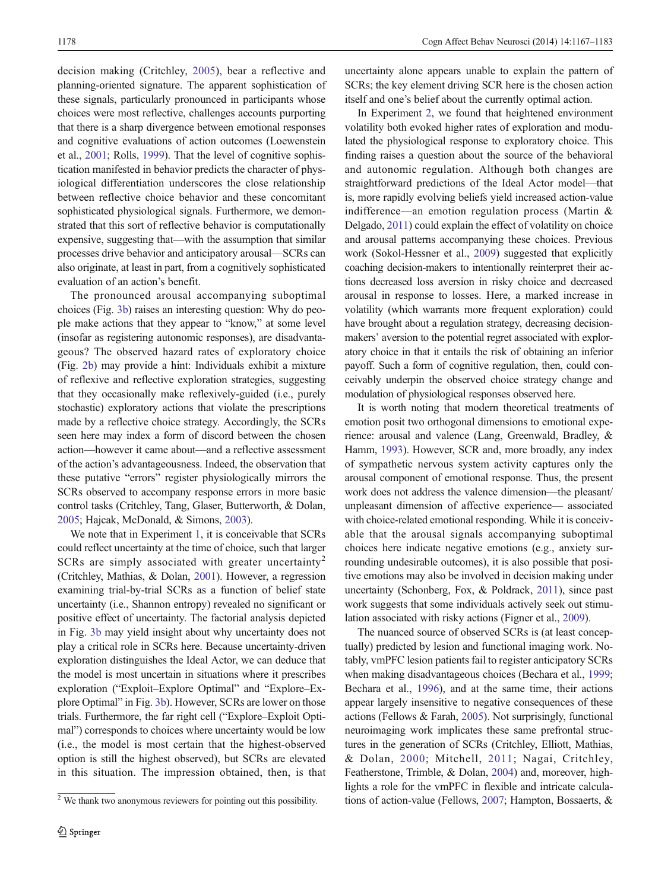decision making (Critchley, 2005), bear a reflective and planning-oriented signature. The apparent sophistication of these signals, particularly pronounced in participants whose choices were most reflective, challenges accounts purporting that there is a sharp divergence between emotional responses and cognitive evaluations of action outcomes (Loewenstein et al., 2001; Rolls, 1999). That the level of cognitive sophistication manifested in behavior predicts the character of physiological differentiation underscores the close relationship between reflective choice behavior and these concomitant sophisticated physiological signals. Furthermore, we demonstrated that this sort of reflective behavior is computationally expensive, suggesting that—with the assumption that similar processes drive behavior and anticipatory arousal—SCRs can also originate, at least in part, from a cognitively sophisticated evaluation of an action's benefit.

The pronounced arousal accompanying suboptimal choices (Fig. 3b) raises an interesting question: Why do people make actions that they appear to "know," at some level (insofar as registering autonomic responses), are disadvantageous? The observed hazard rates of exploratory choice (Fig. 2b) may provide a hint: Individuals exhibit a mixture of reflexive and reflective exploration strategies, suggesting that they occasionally make reflexively-guided (i.e., purely stochastic) exploratory actions that violate the prescriptions made by a reflective choice strategy. Accordingly, the SCRs seen here may index a form of discord between the chosen action—however it came about—and a reflective assessment of the action's advantageousness. Indeed, the observation that these putative "errors" register physiologically mirrors the SCRs observed to accompany response errors in more basic control tasks (Critchley, Tang, Glaser, Butterworth, & Dolan, 2005; Hajcak, McDonald, & Simons, 2003).

We note that in Experiment 1, it is conceivable that SCRs could reflect uncertainty at the time of choice, such that larger SCRs are simply associated with greater uncertainty[2] (Critchley, Mathias, & Dolan, 2001). However, a regression examining trial-by-trial SCRs as a function of belief state uncertainty (i.e., Shannon entropy) revealed no significant or positive effect of uncertainty. The factorial analysis depicted in Fig. 3b may yield insight about why uncertainty does not play a critical role in SCRs here. Because uncertainty-driven exploration distinguishes the Ideal Actor, we can deduce that the model is most uncertain in situations where it prescribes exploration ("Exploit–Explore Optimal" and "Explore–Explore Optimal" in Fig. 3b). However, SCRs are lower on those trials. Furthermore, the far right cell ("Explore–Exploit Optimal") corresponds to choices where uncertainty would be low (i.e., the model is most certain that the highest-observed option is still the highest observed), but SCRs are elevated in this situation. The impression obtained, then, is that uncertainty alone appears unable to explain the pattern of SCRs; the key element driving SCR here is the chosen action itself and one's belief about the currently optimal action.

In Experiment 2, we found that heightened environment volatility both evoked higher rates of exploration and modulated the physiological response to exploratory choice. This finding raises a question about the source of the behavioral and autonomic regulation. Although both changes are straightforward predictions of the Ideal Actor model—that is, more rapidly evolving beliefs yield increased action-value indifference—an emotion regulation process (Martin & Delgado, 2011) could explain the effect of volatility on choice and arousal patterns accompanying these choices. Previous work (Sokol-Hessner et al., 2009) suggested that explicitly coaching decision-makers to intentionally reinterpret their actions decreased loss aversion in risky choice and decreased arousal in response to losses. Here, a marked increase in volatility (which warrants more frequent exploration) could have brought about a regulation strategy, decreasing decision-makers' aversion to the potential regret associated with exploratory choice in that it entails the risk of obtaining an inferior payoff. Such a form of cognitive regulation, then, could conceivably underpin the observed choice strategy change and modulation of physiological responses observed here.

It is worth noting that modern theoretical treatments of emotion posit two orthogonal dimensions to emotional experience: arousal and valence (Lang, Greenwald, Bradley, & Hamm, 1993). However, SCR and, more broadly, any index of sympathetic nervous system activity captures only the arousal component of emotional response. Thus, the present work does not address the valence dimension—the pleasant/unpleasant dimension of affective experience— associated with choice-related emotional responding. While it is conceivable that the arousal signals accompanying suboptimal choices here indicate negative emotions (e.g., anxiety surrounding undesirable outcomes), it is also possible that positive emotions may also be involved in decision making under uncertainty (Schonberg, Fox, & Poldrack, 2011), since past work suggests that some individuals actively seek out stimulation associated with risky actions (Figner et al., 2009).

The nuanced source of observed SCRs is (at least conceptually) predicted by lesion and functional imaging work. Notably, vmPFC lesion patients fail to register anticipatory SCRs when making disadvantageous choices (Bechara et al., 1999; Bechara et al., 1996), and at the same time, their actions appear largely insensitive to negative consequences of these actions (Fellows & Farah, 2005). Not surprisingly, functional neuroimaging work implicates these same prefrontal structures in the generation of SCRs (Critchley, Elliott, Mathias, & Dolan, 2000; Mitchell, 2011; Nagai, Critchley, Featherstone, Trimble, & Dolan, 2004) and, moreover, highlights a role for the vmPFC in flexible and intricate calculations of action-value (Fellows, 2007; Hampton, Bossaerts, &

[2] We thank two anonymous reviewers for pointing out this possibility.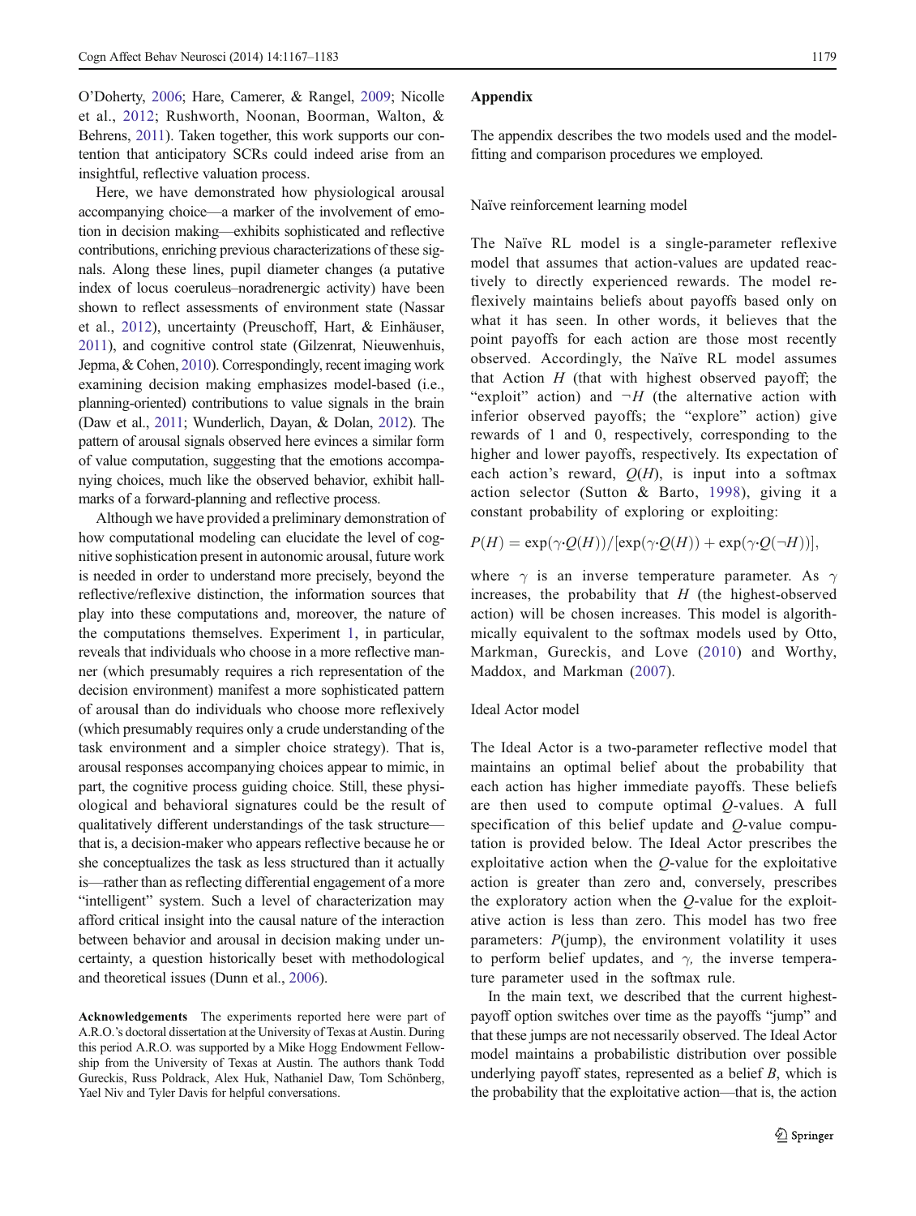O'Doherty, 2006; Hare, Camerer, & Rangel, 2009; Nicolle et al., 2012; Rushworth, Noonan, Boorman, Walton, & Behrens, 2011). Taken together, this work supports our contention that anticipatory SCRs could indeed arise from an insightful, reflective valuation process.

Here, we have demonstrated how physiological arousal accompanying choice—a marker of the involvement of emotion in decision making—exhibits sophisticated and reflective contributions, enriching previous characterizations of these signals. Along these lines, pupil diameter changes (a putative index of locus coeruleus–noradrenergic activity) have been shown to reflect assessments of environment state (Nassar et al., 2012), uncertainty (Preuschoff, Hart, & Einhäuser, 2011), and cognitive control state (Gilzenrat, Nieuwenhuis, Jepma, & Cohen, 2010). Correspondingly, recent imaging work examining decision making emphasizes model-based (i.e., planning-oriented) contributions to value signals in the brain (Daw et al., 2011; Wunderlich, Dayan, & Dolan, 2012). The pattern of arousal signals observed here evinces a similar form of value computation, suggesting that the emotions accompanying choices, much like the observed behavior, exhibit hallmarks of a forward-planning and reflective process.

Although we have provided a preliminary demonstration of how computational modeling can elucidate the level of cognitive sophistication present in autonomic arousal, future work is needed in order to understand more precisely, beyond the reflective/reflexive distinction, the information sources that play into these computations and, moreover, the nature of the computations themselves. Experiment 1, in particular, reveals that individuals who choose in a more reflective manner (which presumably requires a rich representation of the decision environment) manifest a more sophisticated pattern of arousal than do individuals who choose more reflexively (which presumably requires only a crude understanding of the task environment and a simpler choice strategy). That is, arousal responses accompanying choices appear to mimic, in part, the cognitive process guiding choice. Still, these physiological and behavioral signatures could be the result of qualitatively different understandings of the task structure—that is, a decision-maker who appears reflective because he or she conceptualizes the task as less structured than it actually is—rather than as reflecting differential engagement of a more "intelligent" system. Such a level of characterization may afford critical insight into the causal nature of the interaction between behavior and arousal in decision making under uncertainty, a question historically beset with methodological and theoretical issues (Dunn et al., 2006).

**Acknowledgements** The experiments reported here were part of A.R.O.'s doctoral dissertation at the University of Texas at Austin. During this period A.R.O. was supported by a Mike Hogg Endowment Fellowship from the University of Texas at Austin. The authors thank Todd Gureckis, Russ Poldrack, Alex Huk, Nathaniel Daw, Tom Schönberg, Yael Niv and Tyler Davis for helpful conversations.

## Appendix

The appendix describes the two models used and the model-fitting and comparison procedures we employed.

### Naïve reinforcement learning model

The Naïve RL model is a single-parameter reflexive model that assumes that action-values are updated reactively to directly experienced rewards. The model reflexively maintains beliefs about payoffs based only on what it has seen. In other words, it believes that the point payoffs for each action are those most recently observed. Accordingly, the Naïve RL model assumes that Action $H$ (that with highest observed payoff; the "exploit" action) and $\neg H$ (the alternative action with inferior observed payoffs; the "explore" action) give rewards of 1 and 0, respectively, corresponding to the higher and lower payoffs, respectively. Its expectation of each action's reward, $Q(H)$, is input into a softmax action selector (Sutton & Barto, 1998), giving it a constant probability of exploring or exploiting:

$$P(H) = \exp(\gamma \cdot Q(H)) / [\exp(\gamma \cdot Q(H)) + \exp(\gamma \cdot Q(\neg H))],$$

where $\gamma$ is an inverse temperature parameter. As $\gamma$ increases, the probability that $H$ (the highest-observed action) will be chosen increases. This model is algorithmically equivalent to the softmax models used by Otto, Markman, Gureckis, and Love (2010) and Worthy, Maddox, and Markman (2007).

### Ideal Actor model

The Ideal Actor is a two-parameter reflective model that maintains an optimal belief about the probability that each action has higher immediate payoffs. These beliefs are then used to compute optimal $Q$-values. A full specification of this belief update and $Q$-value computation is provided below. The Ideal Actor prescribes the exploitative action when the $Q$-value for the exploitative action is greater than zero and, conversely, prescribes the exploratory action when the $Q$-value for the exploitative action is less than zero. This model has two free parameters: $P$(jump), the environment volatility it uses to perform belief updates, and $\gamma$, the inverse temperature parameter used in the softmax rule.

In the main text, we described that the current highest-payoff option switches over time as the payoffs "jump" and that these jumps are not necessarily observed. The Ideal Actor model maintains a probabilistic distribution over possible underlying payoff states, represented as a belief $B$, which is the probability that the exploitative action—that is, the action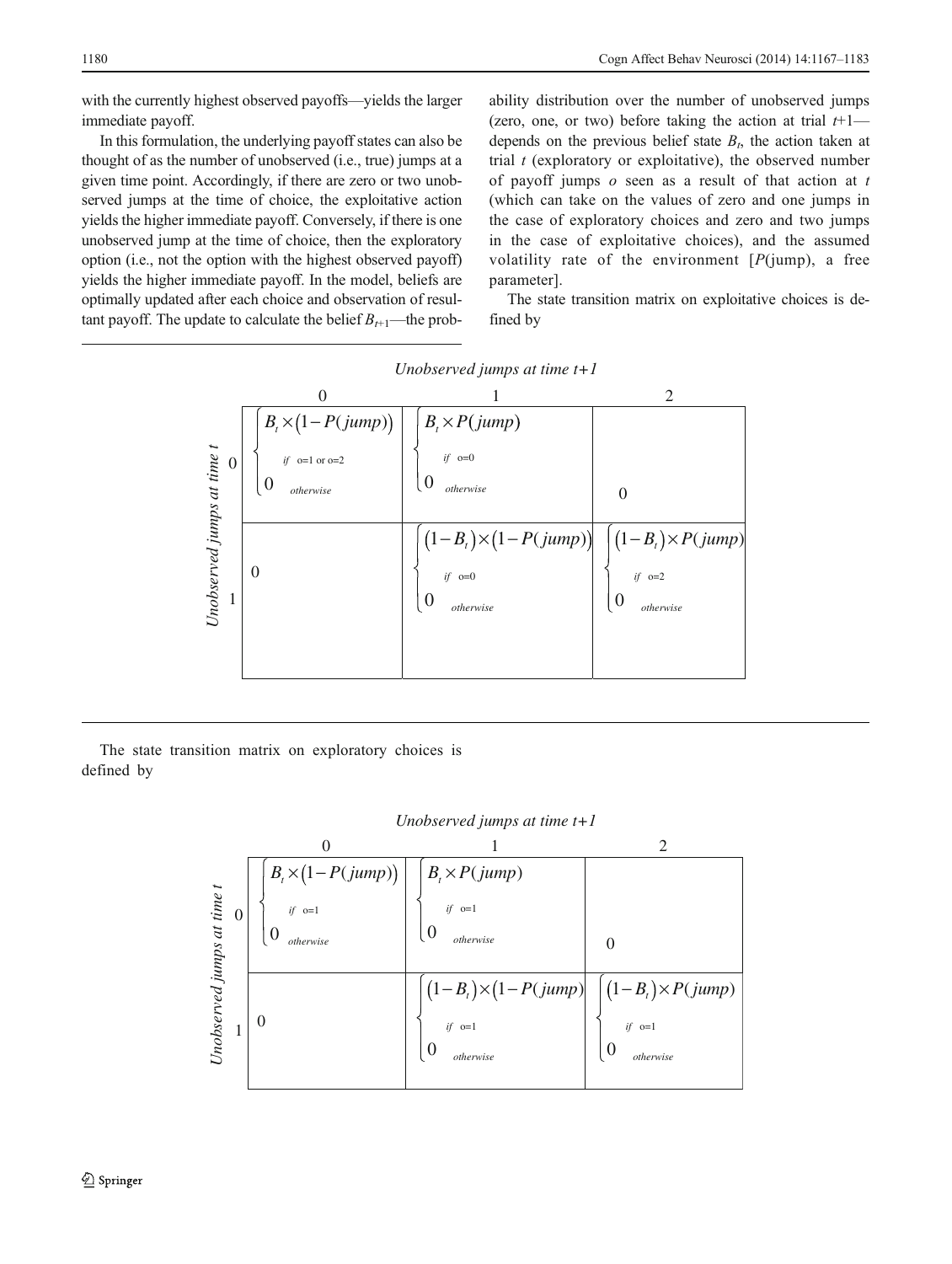with the currently highest observed payoffs—yields the larger immediate payoff.

In this formulation, the underlying payoff states can also be thought of as the number of unobserved (i.e., true) jumps at a given time point. Accordingly, if there are zero or two unobserved jumps at the time of choice, the exploitative action yields the higher immediate payoff. Conversely, if there is one unobserved jump at the time of choice, then the exploratory option (i.e., not the option with the highest observed payoff) yields the higher immediate payoff. In the model, beliefs are optimally updated after each choice and observation of resultant payoff. The update to calculate the belief $B_{t+1}$—the probability distribution over the number of unobserved jumps (zero, one, or two) before taking the action at trial $t$+1—depends on the previous belief state $B_t$, the action taken at trial $t$ (exploratory or exploitative), the observed number of payoff jumps $o$ seen as a result of that action at $t$ (which can take on the values of zero and one jumps in the case of exploratory choices and zero and two jumps in the case of exploitative choices), and the assumed volatility rate of the environment [$P$(jump), a free parameter].

The state transition matrix on exploitative choices is defined by

| Unobserved jumps at time $t$ \ Unobserved jumps at time $t+1$ | 0 | 1 | 2 |
|---|---|---|---|
| 0 | $\begin{cases} B_t \times (1-P(jump)) & \text{if } o=1 \text{ or } o=2 \\ 0 & \text{otherwise} \end{cases}$ | $\begin{cases} B_t \times P(jump) & \text{if } o=0 \\ 0 & \text{otherwise} \end{cases}$ | 0 |
| 1 | 0 | $\begin{cases} (1-B_t) \times (1-P(jump)) & \text{if } o=0 \\ 0 & \text{otherwise} \end{cases}$ | $\begin{cases} (1-B_t) \times P(jump) & \text{if } o=2 \\ 0 & \text{otherwise} \end{cases}$ |

The state transition matrix on exploratory choices is defined by

| Unobserved jumps at time $t$ \ Unobserved jumps at time $t+1$ | 0 | 1 | 2 |
|---|---|---|---|
| 0 | $\begin{cases} B_t \times (1-P(jump)) & \text{if } o=1 \\ 0 & \text{otherwise} \end{cases}$ | $\begin{cases} B_t \times P(jump) & \text{if } o=1 \\ 0 & \text{otherwise} \end{cases}$ | 0 |
| 1 | 0 | $\begin{cases} (1-B_t) \times (1-P(jump)) & \text{if } o=1 \\ 0 & \text{otherwise} \end{cases}$ | $\begin{cases} (1-B_t) \times P(jump) & \text{if } o=1 \\ 0 & \text{otherwise} \end{cases}$ |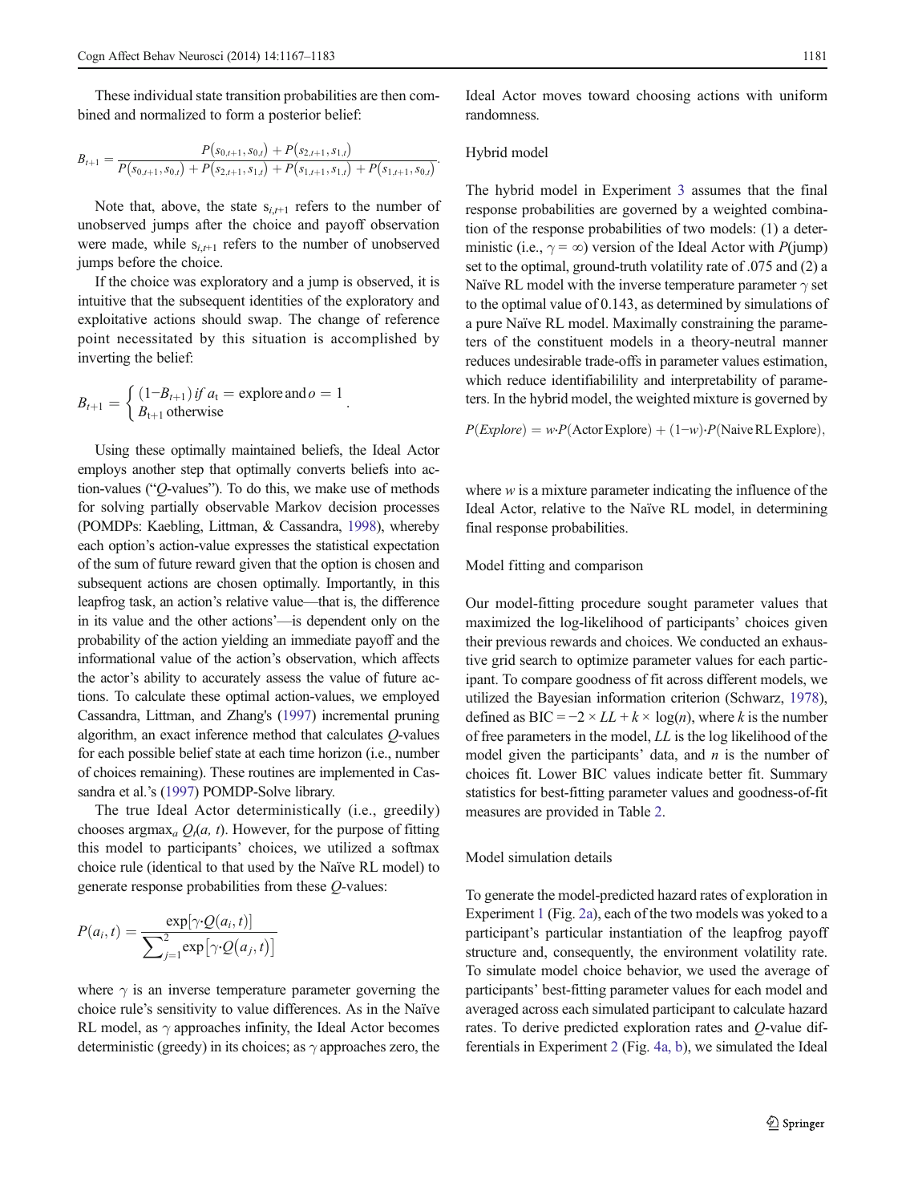These individual state transition probabilities are then combined and normalized to form a posterior belief:

$$B_{t+1} = \frac{P(s_{0,t+1}, s_{0,t}) + P(s_{2,t+1}, s_{1,t})}{P(s_{0,t+1}, s_{0,t}) + P(s_{2,t+1}, s_{1,t}) + P(s_{1,t+1}, s_{1,t}) + P(s_{1,t+1}, s_{0,t})}.$$

Note that, above, the state $s_{i,t+1}$ refers to the number of unobserved jumps after the choice and payoff observation were made, while $s_{i,t+1}$ refers to the number of unobserved jumps before the choice.

If the choice was exploratory and a jump is observed, it is intuitive that the subsequent identities of the exploratory and exploitative actions should swap. The change of reference point necessitated by this situation is accomplished by inverting the belief:

$$B_{t+1} = \begin{cases} (1 - B_{t+1}) \text{ if } a_t = \text{explore and } o = 1 \\ B_{t+1} \text{ otherwise} \end{cases}.$$

Using these optimally maintained beliefs, the Ideal Actor employs another step that optimally converts beliefs into action-values ("*Q*-values"). To do this, we make use of methods for solving partially observable Markov decision processes (POMDPs: Kaebling, Littman, & Cassandra, 1998), whereby each option's action-value expresses the statistical expectation of the sum of future reward given that the option is chosen and subsequent actions are chosen optimally. Importantly, in this leapfrog task, an action's relative value—that is, the difference in its value and the other actions'—is dependent only on the probability of the action yielding an immediate payoff and the informational value of the action's observation, which affects the actor's ability to accurately assess the value of future actions. To calculate these optimal action-values, we employed Cassandra, Littman, and Zhang's (1997) incremental pruning algorithm, an exact inference method that calculates *Q*-values for each possible belief state at each time horizon (i.e., number of choices remaining). These routines are implemented in Cassandra et al.'s (1997) POMDP-Solve library.

The true Ideal Actor deterministically (i.e., greedily) chooses $\arg\max_a Q_t(a, t)$. However, for the purpose of fitting this model to participants' choices, we utilized a softmax choice rule (identical to that used by the Naïve RL model) to generate response probabilities from these *Q*-values:

$$P(a_i, t) = \frac{\exp[\gamma \cdot Q(a_i, t)]}{\sum_{j=1}^{2} \exp[\gamma \cdot Q(a_j, t)]}$$

where $\gamma$ is an inverse temperature parameter governing the choice rule's sensitivity to value differences. As in the Naïve RL model, as $\gamma$ approaches infinity, the Ideal Actor becomes deterministic (greedy) in its choices; as $\gamma$ approaches zero, the Ideal Actor moves toward choosing actions with uniform randomness.

### Hybrid model

The hybrid model in Experiment 3 assumes that the final response probabilities are governed by a weighted combination of the response probabilities of two models: (1) a deterministic (i.e., $\gamma = \infty$) version of the Ideal Actor with *P*(jump) set to the optimal, ground-truth volatility rate of .075 and (2) a Naïve RL model with the inverse temperature parameter $\gamma$ set to the optimal value of 0.143, as determined by simulations of a pure Naïve RL model. Maximally constraining the parameters of the constituent models in a theory-neutral manner reduces undesirable trade-offs in parameter values estimation, which reduce identifiability and interpretability of parameters. In the hybrid model, the weighted mixture is governed by

$$P(Explore) = w \cdot P(\text{Actor Explore}) + (1-w) \cdot P(\text{Naive RL Explore}),$$

where $w$ is a mixture parameter indicating the influence of the Ideal Actor, relative to the Naïve RL model, in determining final response probabilities.

### Model fitting and comparison

Our model-fitting procedure sought parameter values that maximized the log-likelihood of participants' choices given their previous rewards and choices. We conducted an exhaustive grid search to optimize parameter values for each participant. To compare goodness of fit across different models, we utilized the Bayesian information criterion (Schwarz, 1978), defined as $\text{BIC} = -2 \times LL + k \times \log(n)$, where $k$ is the number of free parameters in the model, $LL$ is the log likelihood of the model given the participants' data, and $n$ is the number of choices fit. Lower BIC values indicate better fit. Summary statistics for best-fitting parameter values and goodness-of-fit measures are provided in Table 2.

### Model simulation details

To generate the model-predicted hazard rates of exploration in Experiment 1 (Fig. 2a), each of the two models was yoked to a participant's particular instantiation of the leapfrog payoff structure and, consequently, the environment volatility rate. To simulate model choice behavior, we used the average of participants' best-fitting parameter values for each model and averaged across each simulated participant to calculate hazard rates. To derive predicted exploration rates and *Q*-value differentials in Experiment 2 (Fig. 4a, b), we simulated the Ideal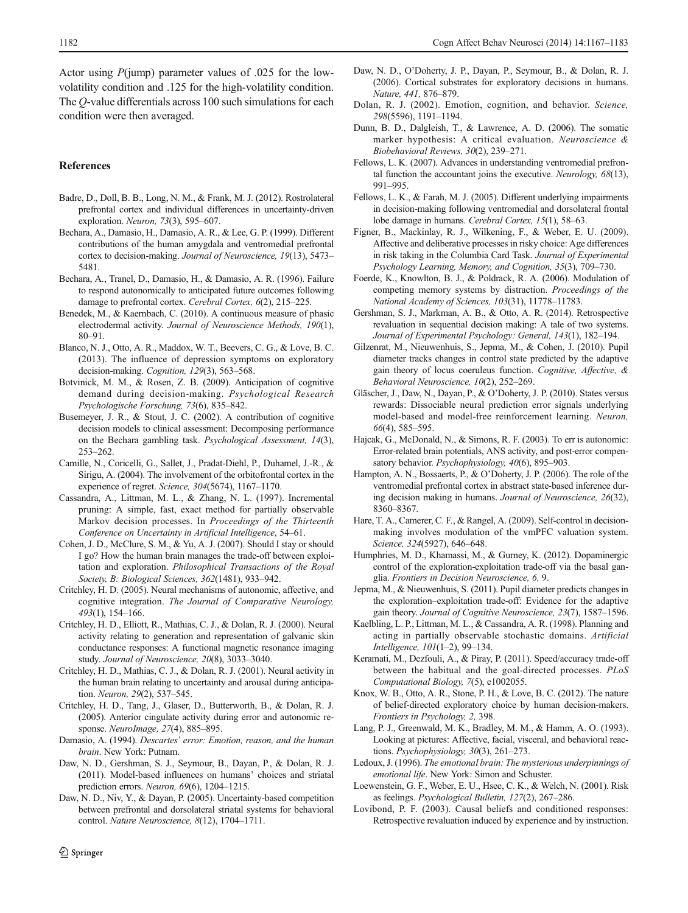Actor using *P*(jump) parameter values of .025 for the low-volatility condition and .125 for the high-volatility condition. The *Q*-value differentials across 100 such simulations for each condition were then averaged.

## References

Badre, D., Doll, B. B., Long, N. M., & Frank, M. J. (2012). Rostrolateral prefrontal cortex and individual differences in uncertainty-driven exploration. *Neuron, 73*(3), 595–607.

Bechara, A., Damasio, H., Damasio, A. R., & Lee, G. P. (1999). Different contributions of the human amygdala and ventromedial prefrontal cortex to decision-making. *Journal of Neuroscience, 19*(13), 5473–5481.

Bechara, A., Tranel, D., Damasio, H., & Damasio, A. R. (1996). Failure to respond autonomically to anticipated future outcomes following damage to prefrontal cortex. *Cerebral Cortex, 6*(2), 215–225.

Benedek, M., & Kaernbach, C. (2010). A continuous measure of phasic electrodermal activity. *Journal of Neuroscience Methods, 190*(1), 80–91.

Blanco, N. J., Otto, A. R., Maddox, W. T., Beevers, C. G., & Love, B. C. (2013). The influence of depression symptoms on exploratory decision-making. *Cognition, 129*(3), 563–568.

Botvinick, M. M., & Rosen, Z. B. (2009). Anticipation of cognitive demand during decision-making. *Psychological Research Psychologische Forschung, 73*(6), 835–842.

Busemeyer, J. R., & Stout, J. C. (2002). A contribution of cognitive decision models to clinical assessment: Decomposing performance on the Bechara gambling task. *Psychological Assessment, 14*(3), 253–262.

Camille, N., Coricelli, G., Sallet, J., Pradat-Diehl, P., Duhamel, J.-R., & Sirigu, A. (2004). The involvement of the orbitofrontal cortex in the experience of regret. *Science, 304*(5674), 1167–1170.

Cassandra, A., Littman, M. L., & Zhang, N. L. (1997). Incremental pruning: A simple, fast, exact method for partially observable Markov decision processes. In *Proceedings of the Thirteenth Conference on Uncertainty in Artificial Intelligence*, 54–61.

Cohen, J. D., McClure, S. M., & Yu, A. J. (2007). Should I stay or should I go? How the human brain manages the trade-off between exploitation and exploration. *Philosophical Transactions of the Royal Society, B: Biological Sciences, 362*(1481), 933–942.

Critchley, H. D. (2005). Neural mechanisms of autonomic, affective, and cognitive integration. *The Journal of Comparative Neurology, 493*(1), 154–166.

Critchley, H. D., Elliott, R., Mathias, C. J., & Dolan, R. J. (2000). Neural activity relating to generation and representation of galvanic skin conductance responses: A functional magnetic resonance imaging study. *Journal of Neuroscience, 20*(8), 3033–3040.

Critchley, H. D., Mathias, C. J., & Dolan, R. J. (2001). Neural activity in the human brain relating to uncertainty and arousal during anticipation. *Neuron, 29*(2), 537–545.

Critchley, H. D., Tang, J., Glaser, D., Butterworth, B., & Dolan, R. J. (2005). Anterior cingulate activity during error and autonomic response. *NeuroImage, 27*(4), 885–895.

Damasio, A. (1994). *Descartes' error: Emotion, reason, and the human brain*. New York: Putnam.

Daw, N. D., Gershman, S. J., Seymour, B., Dayan, P., & Dolan, R. J. (2011). Model-based influences on humans' choices and striatal prediction errors. *Neuron, 69*(6), 1204–1215.

Daw, N. D., Niv, Y., & Dayan, P. (2005). Uncertainty-based competition between prefrontal and dorsolateral striatal systems for behavioral control. *Nature Neuroscience, 8*(12), 1704–1711.

Daw, N. D., O'Doherty, J. P., Dayan, P., Seymour, B., & Dolan, R. J. (2006). Cortical substrates for exploratory decisions in humans. *Nature, 441,* 876–879.

Dolan, R. J. (2002). Emotion, cognition, and behavior. *Science, 298*(5596), 1191–1194.

Dunn, B. D., Dalgleish, T., & Lawrence, A. D. (2006). The somatic marker hypothesis: A critical evaluation. *Neuroscience & Biobehavioral Reviews, 30*(2), 239–271.

Fellows, L. K. (2007). Advances in understanding ventromedial prefrontal function the accountant joins the executive. *Neurology, 68*(13), 991–995.

Fellows, L. K., & Farah, M. J. (2005). Different underlying impairments in decision-making following ventromedial and dorsolateral frontal lobe damage in humans. *Cerebral Cortex, 15*(1), 58–63.

Figner, B., Mackinlay, R. J., Wilkening, F., & Weber, E. U. (2009). Affective and deliberative processes in risky choice: Age differences in risk taking in the Columbia Card Task. *Journal of Experimental Psychology Learning, Memory, and Cognition, 35*(3), 709–730.

Foerde, K., Knowlton, B. J., & Poldrack, R. A. (2006). Modulation of competing memory systems by distraction. *Proceedings of the National Academy of Sciences, 103*(31), 11778–11783.

Gershman, S. J., Markman, A. B., & Otto, A. R. (2014). Retrospective revaluation in sequential decision making: A tale of two systems. *Journal of Experimental Psychology: General, 143*(1), 182–194.

Gilzenrat, M. S., Nieuwenhuis, S., Jepma, M., & Cohen, J. (2010). Pupil diameter tracks changes in control state predicted by the adaptive gain theory of locus coeruleus function. *Cognitive, Affective, & Behavioral Neuroscience, 10*(2), 252–269.

Gläscher, J., Daw, N., Dayan, P., & O'Doherty, J. P. (2010). States versus rewards: Dissociable neural prediction error signals underlying model-based and model-free reinforcement learning. *Neuron, 66*(4), 585–595.

Hajcak, G., McDonald, N., & Simons, R. F. (2003). To err is autonomic: Error-related brain potentials, ANS activity, and post-error compensatory behavior. *Psychophysiology, 40*(6), 895–903.

Hampton, A. N., Bossaerts, P., & O'Doherty, J. P. (2006). The role of the ventromedial prefrontal cortex in abstract state-based inference during decision making in humans. *Journal of Neuroscience, 26*(32), 8360–8367.

Hare, T. A., Camerer, C. F., & Rangel, A. (2009). Self-control in decision-making involves modulation of the vmPFC valuation system. *Science, 324*(5927), 646–648.

Humphries, M. D., Khamassi, M., & Gurney, K. (2012). Dopaminergic control of the exploration-exploitation trade-off via the basal ganglia. *Frontiers in Decision Neuroscience, 6,* 9.

Jepma, M., & Nieuwenhuis, S. (2011). Pupil diameter predicts changes in the exploration–exploitation trade-off: Evidence for the adaptive gain theory. *Journal of Cognitive Neuroscience, 23*(7), 1587–1596.

Kaelbling, L. P., Littman, M. L., & Cassandra, A. R. (1998). Planning and acting in partially observable stochastic domains. *Artificial Intelligence, 101*(1–2), 99–134.

Keramati, M., Dezfouli, A., & Piray, P. (2011). Speed/accuracy trade-off between the habitual and the goal-directed processes. *PLoS Computational Biology, 7*(5), e1002055.

Knox, W. B., Otto, A. R., Stone, P. H., & Love, B. C. (2012). The nature of belief-directed exploratory choice by human decision-makers. *Frontiers in Psychology, 2,* 398.

Lang, P. J., Greenwald, M. K., Bradley, M. M., & Hamm, A. O. (1993). Looking at pictures: Affective, facial, visceral, and behavioral reactions. *Psychophysiology, 30*(3), 261–273.

Ledoux, J. (1996). *The emotional brain: The mysterious underpinnings of emotional life*. New York: Simon and Schuster.

Loewenstein, G. F., Weber, E. U., Hsee, C. K., & Welch, N. (2001). Risk as feelings. *Psychological Bulletin, 127*(2), 267–286.

Lovibond, P. F. (2003). Causal beliefs and conditioned responses: Retrospective revaluation induced by experience and by instruction.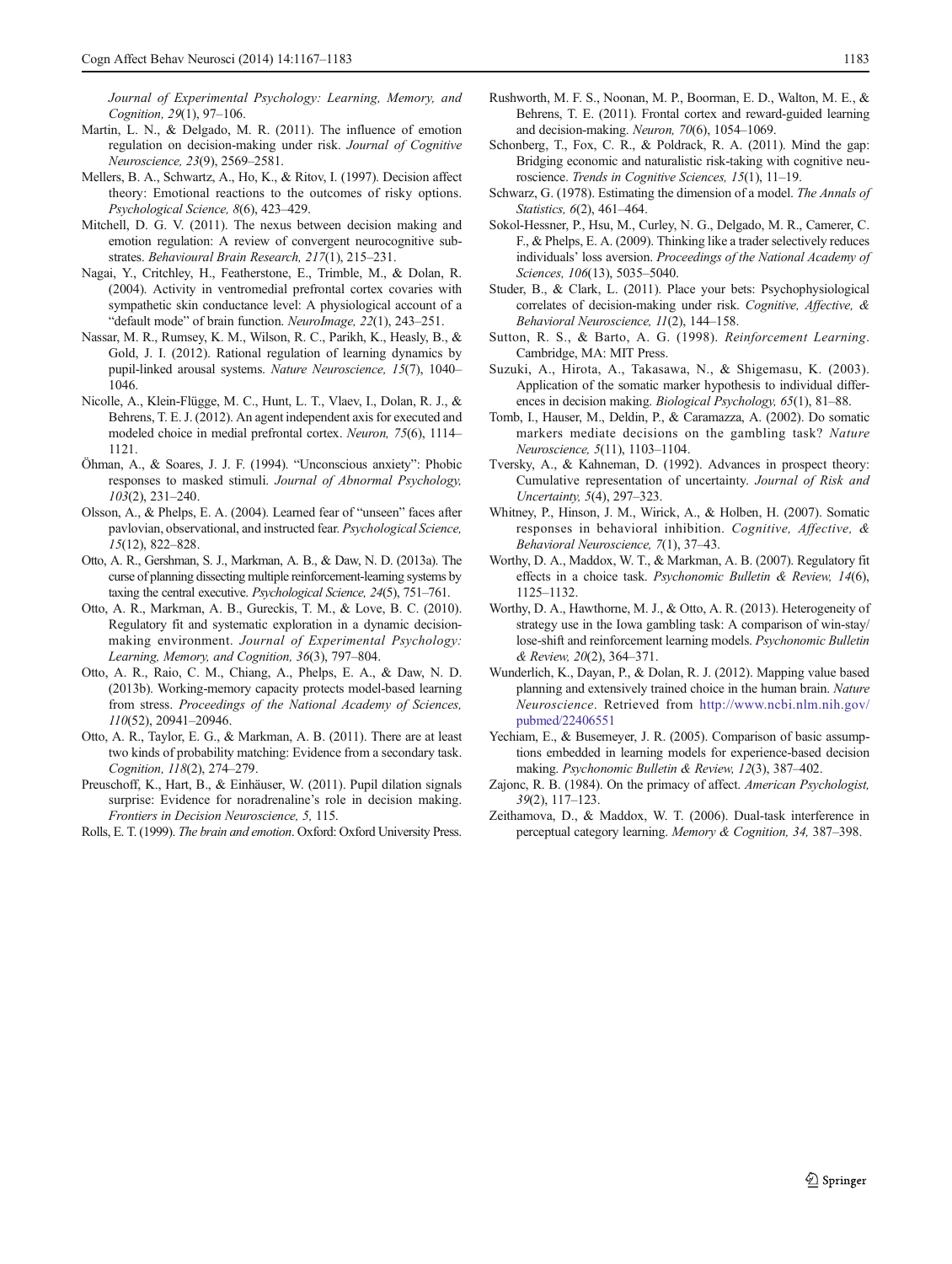Journal of Experimental Psychology: Learning, Memory, and Cognition, 29(1), 97–106.

Martin, L. N., & Delgado, M. R. (2011). The influence of emotion regulation on decision-making under risk. *Journal of Cognitive Neuroscience, 23*(9), 2569–2581.

Mellers, B. A., Schwartz, A., Ho, K., & Ritov, I. (1997). Decision affect theory: Emotional reactions to the outcomes of risky options. *Psychological Science, 8*(6), 423–429.

Mitchell, D. G. V. (2011). The nexus between decision making and emotion regulation: A review of convergent neurocognitive substrates. *Behavioural Brain Research, 217*(1), 215–231.

Nagai, Y., Critchley, H., Featherstone, E., Trimble, M., & Dolan, R. (2004). Activity in ventromedial prefrontal cortex covaries with sympathetic skin conductance level: A physiological account of a "default mode" of brain function. *NeuroImage, 22*(1), 243–251.

Nassar, M. R., Rumsey, K. M., Wilson, R. C., Parikh, K., Heasly, B., & Gold, J. I. (2012). Rational regulation of learning dynamics by pupil-linked arousal systems. *Nature Neuroscience, 15*(7), 1040–1046.

Nicolle, A., Klein-Flügge, M. C., Hunt, L. T., Vlaev, I., Dolan, R. J., & Behrens, T. E. J. (2012). An agent independent axis for executed and modeled choice in medial prefrontal cortex. *Neuron, 75*(6), 1114–1121.

Öhman, A., & Soares, J. J. F. (1994). "Unconscious anxiety": Phobic responses to masked stimuli. *Journal of Abnormal Psychology, 103*(2), 231–240.

Olsson, A., & Phelps, E. A. (2004). Learned fear of "unseen" faces after pavlovian, observational, and instructed fear. *Psychological Science, 15*(12), 822–828.

Otto, A. R., Gershman, S. J., Markman, A. B., & Daw, N. D. (2013a). The curse of planning dissecting multiple reinforcement-learning systems by taxing the central executive. *Psychological Science, 24*(5), 751–761.

Otto, A. R., Markman, A. B., Gureckis, T. M., & Love, B. C. (2010). Regulatory fit and systematic exploration in a dynamic decision-making environment. *Journal of Experimental Psychology: Learning, Memory, and Cognition, 36*(3), 797–804.

Otto, A. R., Raio, C. M., Chiang, A., Phelps, E. A., & Daw, N. D. (2013b). Working-memory capacity protects model-based learning from stress. *Proceedings of the National Academy of Sciences, 110*(52), 20941–20946.

Otto, A. R., Taylor, E. G., & Markman, A. B. (2011). There are at least two kinds of probability matching: Evidence from a secondary task. *Cognition, 118*(2), 274–279.

Preuschoff, K., Hart, B., & Einhäuser, W. (2011). Pupil dilation signals surprise: Evidence for noradrenaline's role in decision making. *Frontiers in Decision Neuroscience, 5,* 115.

Rolls, E. T. (1999). *The brain and emotion*. Oxford: Oxford University Press.

Rushworth, M. F. S., Noonan, M. P., Boorman, E. D., Walton, M. E., & Behrens, T. E. (2011). Frontal cortex and reward-guided learning and decision-making. *Neuron, 70*(6), 1054–1069.

Schonberg, T., Fox, C. R., & Poldrack, R. A. (2011). Mind the gap: Bridging economic and naturalistic risk-taking with cognitive neuroscience. *Trends in Cognitive Sciences, 15*(1), 11–19.

Schwarz, G. (1978). Estimating the dimension of a model. *The Annals of Statistics, 6*(2), 461–464.

Sokol-Hessner, P., Hsu, M., Curley, N. G., Delgado, M. R., Camerer, C. F., & Phelps, E. A. (2009). Thinking like a trader selectively reduces individuals' loss aversion. *Proceedings of the National Academy of Sciences, 106*(13), 5035–5040.

Studer, B., & Clark, L. (2011). Place your bets: Psychophysiological correlates of decision-making under risk. *Cognitive, Affective, & Behavioral Neuroscience, 11*(2), 144–158.

Sutton, R. S., & Barto, A. G. (1998). *Reinforcement Learning*. Cambridge, MA: MIT Press.

Suzuki, A., Hirota, A., Takasawa, N., & Shigemasu, K. (2003). Application of the somatic marker hypothesis to individual differences in decision making. *Biological Psychology, 65*(1), 81–88.

Tomb, I., Hauser, M., Deldin, P., & Caramazza, A. (2002). Do somatic markers mediate decisions on the gambling task? *Nature Neuroscience, 5*(11), 1103–1104.

Tversky, A., & Kahneman, D. (1992). Advances in prospect theory: Cumulative representation of uncertainty. *Journal of Risk and Uncertainty, 5*(4), 297–323.

Whitney, P., Hinson, J. M., Wirick, A., & Holben, H. (2007). Somatic responses in behavioral inhibition. *Cognitive, Affective, & Behavioral Neuroscience, 7*(1), 37–43.

Worthy, D. A., Maddox, W. T., & Markman, A. B. (2007). Regulatory fit effects in a choice task. *Psychonomic Bulletin & Review, 14*(6), 1125–1132.

Worthy, D. A., Hawthorne, M. J., & Otto, A. R. (2013). Heterogeneity of strategy use in the Iowa gambling task: A comparison of win-stay/lose-shift and reinforcement learning models. *Psychonomic Bulletin & Review, 20*(2), 364–371.

Wunderlich, K., Dayan, P., & Dolan, R. J. (2012). Mapping value based planning and extensively trained choice in the human brain. *Nature Neuroscience*. Retrieved from http://www.ncbi.nlm.nih.gov/pubmed/22406551

Yechiam, E., & Busemeyer, J. R. (2005). Comparison of basic assumptions embedded in learning models for experience-based decision making. *Psychonomic Bulletin & Review, 12*(3), 387–402.

Zajonc, R. B. (1984). On the primacy of affect. *American Psychologist, 39*(2), 117–123.

Zeithamova, D., & Maddox, W. T. (2006). Dual-task interference in perceptual category learning. *Memory & Cognition, 34,* 387–398.